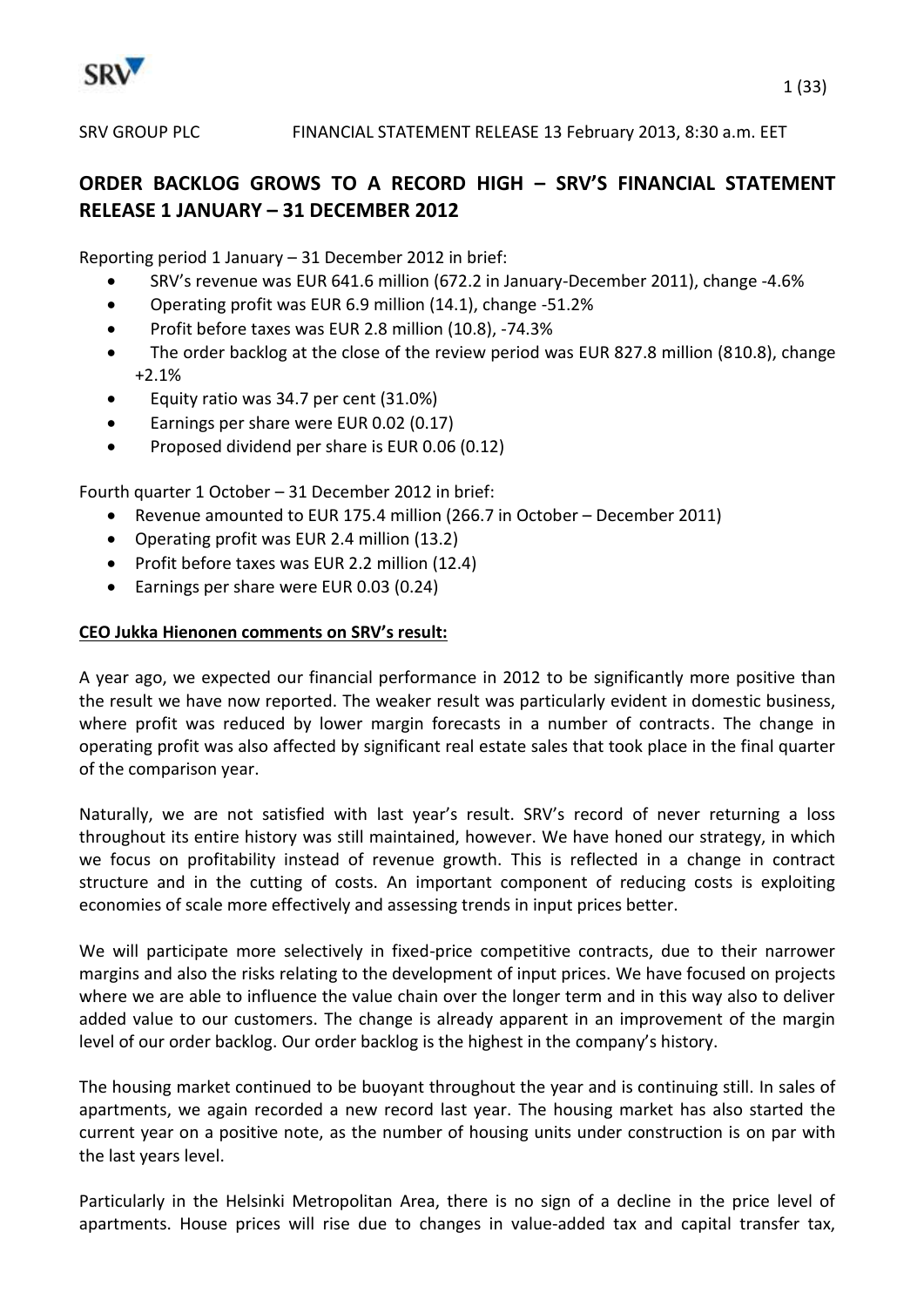SRV GROUP PLC FINANCIAL STATEMENT RELEASE 13 February 2013, 8:30 a.m. EET

# ORDER BACKLOG GROWS TO A RECORD HIGH – SRV'S FINANCIAL STATEMENT RELEASE 1 JANUARY – 31 DECEMBER 2012

Reporting period 1 January – 31 December 2012 in brief:

- SRV's revenue was EUR 641.6 million (672.2 in January-December 2011), change -4.6%
- Operating profit was EUR 6.9 million (14.1), change -51.2%
- Profit before taxes was EUR 2.8 million (10.8), -74.3%
- The order backlog at the close of the review period was EUR 827.8 million (810.8), change +2.1%
- Equity ratio was 34.7 per cent (31.0%)
- Earnings per share were EUR 0.02 (0.17)
- Proposed dividend per share is EUR 0.06 (0.12)

Fourth quarter 1 October – 31 December 2012 in brief:

- Revenue amounted to EUR 175.4 million (266.7 in October – December 2011)
- Operating profit was EUR 2.4 million (13.2)
- Profit before taxes was EUR 2.2 million (12.4)
- Earnings per share were EUR 0.03 (0.24)

**CEO Jukka Hienonen comments on SRV's result:**

A year ago, we expected our financial performance in 2012 to be significantly more positive than the result we have now reported. The weaker result was particularly evident in domestic business, where profit was reduced by lower margin forecasts in a number of contracts. The change in operating profit was also affected by significant real estate sales that took place in the final quarter of the comparison year.

Naturally, we are not satisfied with last year's result. SRV's record of never returning a loss throughout its entire history was still maintained, however. We have honed our strategy, in which we focus on profitability instead of revenue growth. This is reflected in a change in contract structure and in the cutting of costs. An important component of reducing costs is exploiting economies of scale more effectively and assessing trends in input prices better.

We will participate more selectively in fixed-price competitive contracts, due to their narrower margins and also the risks relating to the development of input prices. We have focused on projects where we are able to influence the value chain over the longer term and in this way also to deliver added value to our customers. The change is already apparent in an improvement of the margin level of our order backlog. Our order backlog is the highest in the company's history.

The housing market continued to be buoyant throughout the year and is continuing still. In sales of apartments, we again recorded a new record last year. The housing market has also started the current year on a positive note, as the number of housing units under construction is on par with the last years level.

Particularly in the Helsinki Metropolitan Area, there is no sign of a decline in the price level of apartments. House prices will rise due to changes in value-added tax and capital transfer tax,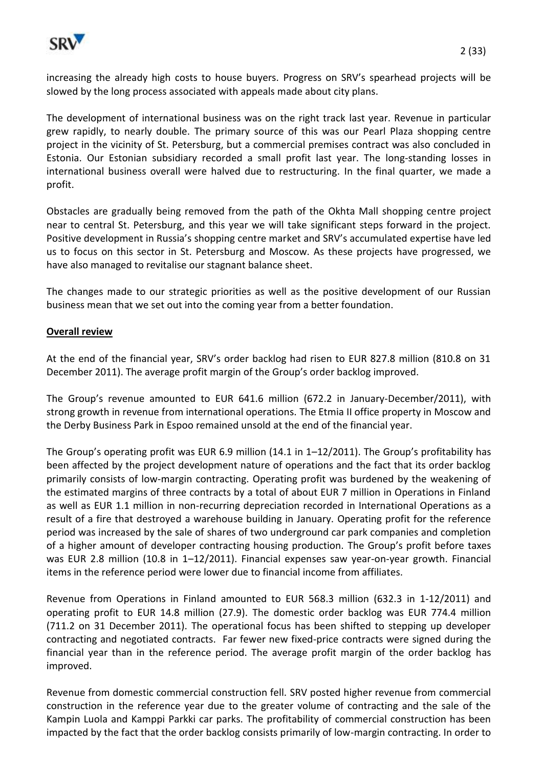increasing the already high costs to house buyers. Progress on SRV's spearhead projects will be slowed by the long process associated with appeals made about city plans.

The development of international business was on the right track last year. Revenue in particular grew rapidly, to nearly double. The primary source of this was our Pearl Plaza shopping centre project in the vicinity of St. Petersburg, but a commercial premises contract was also concluded in Estonia. Our Estonian subsidiary recorded a small profit last year. The long-standing losses in international business overall were halved due to restructuring. In the final quarter, we made a profit.

Obstacles are gradually being removed from the path of the Okhta Mall shopping centre project near to central St. Petersburg, and this year we will take significant steps forward in the project. Positive development in Russia's shopping centre market and SRV's accumulated expertise have led us to focus on this sector in St. Petersburg and Moscow. As these projects have progressed, we have also managed to revitalise our stagnant balance sheet.

The changes made to our strategic priorities as well as the positive development of our Russian business mean that we set out into the coming year from a better foundation.

**Overall review**

At the end of the financial year, SRV's order backlog had risen to EUR 827.8 million (810.8 on 31 December 2011). The average profit margin of the Group's order backlog improved.

The Group's revenue amounted to EUR 641.6 million (672.2 in January-December/2011), with strong growth in revenue from international operations. The Etmia II office property in Moscow and the Derby Business Park in Espoo remained unsold at the end of the financial year.

The Group's operating profit was EUR 6.9 million (14.1 in 1–12/2011). The Group's profitability has been affected by the project development nature of operations and the fact that its order backlog primarily consists of low-margin contracting. Operating profit was burdened by the weakening of the estimated margins of three contracts by a total of about EUR 7 million in Operations in Finland as well as EUR 1.1 million in non-recurring depreciation recorded in International Operations as a result of a fire that destroyed a warehouse building in January. Operating profit for the reference period was increased by the sale of shares of two underground car park companies and completion of a higher amount of developer contracting housing production. The Group's profit before taxes was EUR 2.8 million (10.8 in 1–12/2011). Financial expenses saw year-on-year growth. Financial items in the reference period were lower due to financial income from affiliates.

Revenue from Operations in Finland amounted to EUR 568.3 million (632.3 in 1-12/2011) and operating profit to EUR 14.8 million (27.9). The domestic order backlog was EUR 774.4 million (711.2 on 31 December 2011). The operational focus has been shifted to stepping up developer contracting and negotiated contracts. Far fewer new fixed-price contracts were signed during the financial year than in the reference period. The average profit margin of the order backlog has improved.

Revenue from domestic commercial construction fell. SRV posted higher revenue from commercial construction in the reference year due to the greater volume of contracting and the sale of the Kampin Luola and Kamppi Parkki car parks. The profitability of commercial construction has been impacted by the fact that the order backlog consists primarily of low-margin contracting. In order to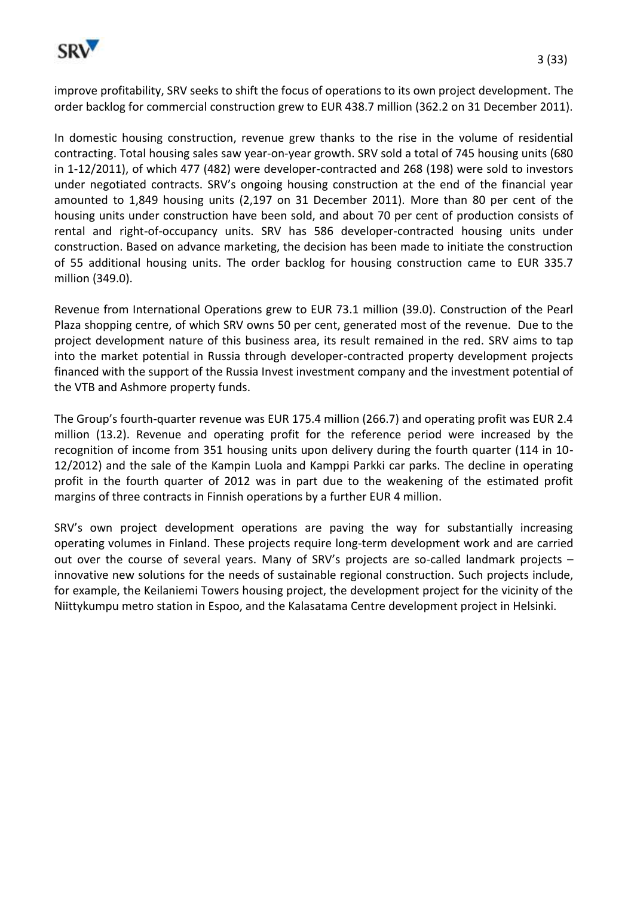improve profitability, SRV seeks to shift the focus of operations to its own project development. The order backlog for commercial construction grew to EUR 438.7 million (362.2 on 31 December 2011).

In domestic housing construction, revenue grew thanks to the rise in the volume of residential contracting. Total housing sales saw year-on-year growth. SRV sold a total of 745 housing units (680 in 1-12/2011), of which 477 (482) were developer-contracted and 268 (198) were sold to investors under negotiated contracts. SRV's ongoing housing construction at the end of the financial year amounted to 1,849 housing units (2,197 on 31 December 2011). More than 80 per cent of the housing units under construction have been sold, and about 70 per cent of production consists of rental and right-of-occupancy units. SRV has 586 developer-contracted housing units under construction. Based on advance marketing, the decision has been made to initiate the construction of 55 additional housing units. The order backlog for housing construction came to EUR 335.7 million (349.0).

Revenue from International Operations grew to EUR 73.1 million (39.0). Construction of the Pearl Plaza shopping centre, of which SRV owns 50 per cent, generated most of the revenue. Due to the project development nature of this business area, its result remained in the red. SRV aims to tap into the market potential in Russia through developer-contracted property development projects financed with the support of the Russia Invest investment company and the investment potential of the VTB and Ashmore property funds.

The Group's fourth-quarter revenue was EUR 175.4 million (266.7) and operating profit was EUR 2.4 million (13.2). Revenue and operating profit for the reference period were increased by the recognition of income from 351 housing units upon delivery during the fourth quarter (114 in 10-12/2012) and the sale of the Kampin Luola and Kamppi Parkki car parks. The decline in operating profit in the fourth quarter of 2012 was in part due to the weakening of the estimated profit margins of three contracts in Finnish operations by a further EUR 4 million.

SRV's own project development operations are paving the way for substantially increasing operating volumes in Finland. These projects require long-term development work and are carried out over the course of several years. Many of SRV's projects are so-called landmark projects – innovative new solutions for the needs of sustainable regional construction. Such projects include, for example, the Keilaniemi Towers housing project, the development project for the vicinity of the Niittykumpu metro station in Espoo, and the Kalasatama Centre development project in Helsinki.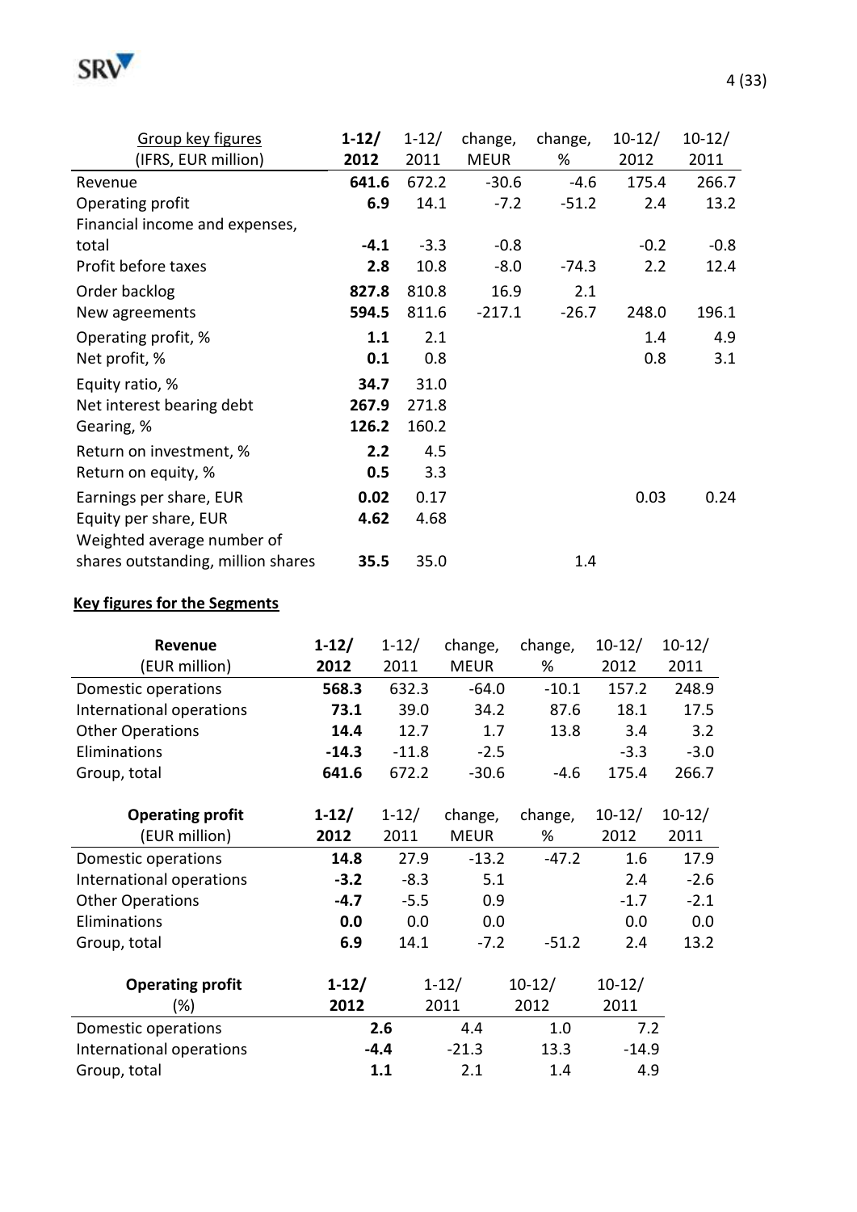| Group key figures (IFRS, EUR million) | 1-12/ 2012 | 1-12/ 2011 | change, MEUR | change, % | 10-12/ 2012 | 10-12/ 2011 |
|---|---|---|---|---|---|---|
| Revenue | **641.6** | 672.2 | -30.6 | -4.6 | 175.4 | 266.7 |
| Operating profit | **6.9** | 14.1 | -7.2 | -51.2 | 2.4 | 13.2 |
| Financial income and expenses, total | **-4.1** | -3.3 | -0.8 | | -0.2 | -0.8 |
| Profit before taxes | **2.8** | 10.8 | -8.0 | -74.3 | 2.2 | 12.4 |
| Order backlog | **827.8** | 810.8 | 16.9 | 2.1 | | |
| New agreements | **594.5** | 811.6 | -217.1 | -26.7 | 248.0 | 196.1 |
| Operating profit, % | **1.1** | 2.1 | | | 1.4 | 4.9 |
| Net profit, % | **0.1** | 0.8 | | | 0.8 | 3.1 |
| Equity ratio, % | **34.7** | 31.0 | | | | |
| Net interest bearing debt | **267.9** | 271.8 | | | | |
| Gearing, % | **126.2** | 160.2 | | | | |
| Return on investment, % | **2.2** | 4.5 | | | | |
| Return on equity, % | **0.5** | 3.3 | | | | |
| Earnings per share, EUR | **0.02** | 0.17 | | | 0.03 | 0.24 |
| Equity per share, EUR | **4.62** | 4.68 | | | | |
| Weighted average number of shares outstanding, million shares | **35.5** | 35.0 | | 1.4 | | |

**Key figures for the Segments**

| Revenue (EUR million) | 1-12/ 2012 | 1-12/ 2011 | change, MEUR | change, % | 10-12/ 2012 | 10-12/ 2011 |
|---|---|---|---|---|---|---|
| Domestic operations | **568.3** | 632.3 | -64.0 | -10.1 | 157.2 | 248.9 |
| International operations | **73.1** | 39.0 | 34.2 | 87.6 | 18.1 | 17.5 |
| Other Operations | **14.4** | 12.7 | 1.7 | 13.8 | 3.4 | 3.2 |
| Eliminations | **-14.3** | -11.8 | -2.5 | | -3.3 | -3.0 |
| Group, total | **641.6** | 672.2 | -30.6 | -4.6 | 175.4 | 266.7 |

| Operating profit (EUR million) | 1-12/ 2012 | 1-12/ 2011 | change, MEUR | change, % | 10-12/ 2012 | 10-12/ 2011 |
|---|---|---|---|---|---|---|
| Domestic operations | **14.8** | 27.9 | -13.2 | -47.2 | 1.6 | 17.9 |
| International operations | **-3.2** | -8.3 | 5.1 | | 2.4 | -2.6 |
| Other Operations | **-4.7** | -5.5 | 0.9 | | -1.7 | -2.1 |
| Eliminations | **0.0** | 0.0 | 0.0 | | 0.0 | 0.0 |
| Group, total | **6.9** | 14.1 | -7.2 | -51.2 | 2.4 | 13.2 |

| Operating profit (%) | 1-12/ 2012 | 1-12/ 2011 | 10-12/ 2012 | 10-12/ 2011 |
|---|---|---|---|---|
| Domestic operations | **2.6** | 4.4 | 1.0 | 7.2 |
| International operations | **-4.4** | -21.3 | 13.3 | -14.9 |
| Group, total | **1.1** | 2.1 | 1.4 | 4.9 |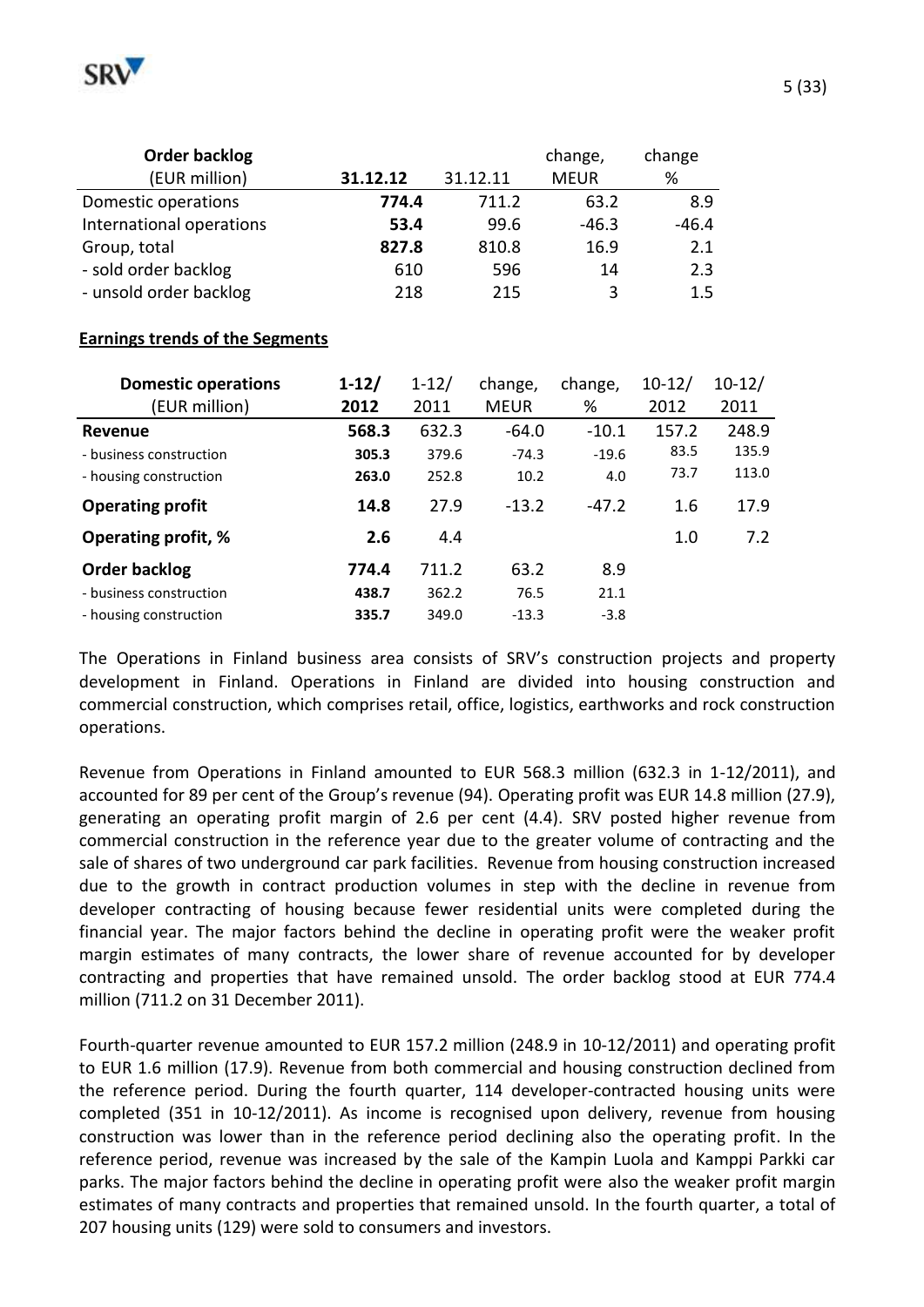| **Order backlog** (EUR million) | **31.12.12** | 31.12.11 | change, MEUR | change % |
|---|---|---|---|---|
| Domestic operations | **774.4** | 711.2 | 63.2 | 8.9 |
| International operations | **53.4** | 99.6 | -46.3 | -46.4 |
| Group, total | **827.8** | 810.8 | 16.9 | 2.1 |
| - sold order backlog | 610 | 596 | 14 | 2.3 |
| - unsold order backlog | 218 | 215 | 3 | 1.5 |

**Earnings trends of the Segments**

| **Domestic operations** (EUR million) | **1-12/ 2012** | 1-12/ 2011 | change, MEUR | change, % | 10-12/ 2012 | 10-12/ 2011 |
|---|---|---|---|---|---|---|
| **Revenue** | **568.3** | 632.3 | -64.0 | -10.1 | 157.2 | 248.9 |
| - business construction | **305.3** | 379.6 | -74.3 | -19.6 | 83.5 | 135.9 |
| - housing construction | **263.0** | 252.8 | 10.2 | 4.0 | 73.7 | 113.0 |
| **Operating profit** | **14.8** | 27.9 | -13.2 | -47.2 | 1.6 | 17.9 |
| **Operating profit, %** | **2.6** | 4.4 | | | 1.0 | 7.2 |
| **Order backlog** | **774.4** | 711.2 | 63.2 | 8.9 | | |
| - business construction | **438.7** | 362.2 | 76.5 | 21.1 | | |
| - housing construction | **335.7** | 349.0 | -13.3 | -3.8 | | |

The Operations in Finland business area consists of SRV's construction projects and property development in Finland. Operations in Finland are divided into housing construction and commercial construction, which comprises retail, office, logistics, earthworks and rock construction operations.

Revenue from Operations in Finland amounted to EUR 568.3 million (632.3 in 1-12/2011), and accounted for 89 per cent of the Group's revenue (94). Operating profit was EUR 14.8 million (27.9), generating an operating profit margin of 2.6 per cent (4.4). SRV posted higher revenue from commercial construction in the reference year due to the greater volume of contracting and the sale of shares of two underground car park facilities. Revenue from housing construction increased due to the growth in contract production volumes in step with the decline in revenue from developer contracting of housing because fewer residential units were completed during the financial year. The major factors behind the decline in operating profit were the weaker profit margin estimates of many contracts, the lower share of revenue accounted for by developer contracting and properties that have remained unsold. The order backlog stood at EUR 774.4 million (711.2 on 31 December 2011).

Fourth-quarter revenue amounted to EUR 157.2 million (248.9 in 10-12/2011) and operating profit to EUR 1.6 million (17.9). Revenue from both commercial and housing construction declined from the reference period. During the fourth quarter, 114 developer-contracted housing units were completed (351 in 10-12/2011). As income is recognised upon delivery, revenue from housing construction was lower than in the reference period declining also the operating profit. In the reference period, revenue was increased by the sale of the Kampin Luola and Kamppi Parkki car parks. The major factors behind the decline in operating profit were also the weaker profit margin estimates of many contracts and properties that remained unsold. In the fourth quarter, a total of 207 housing units (129) were sold to consumers and investors.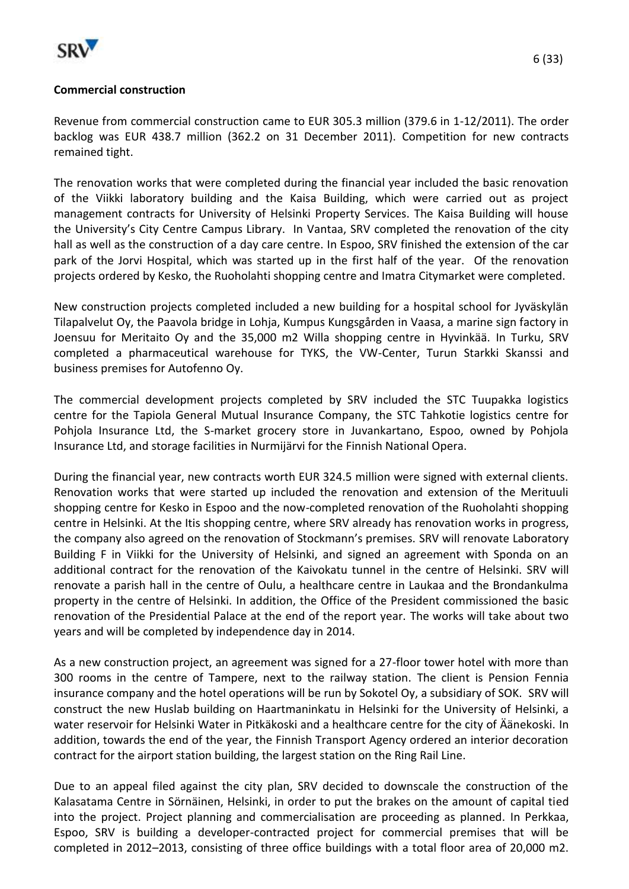**Commercial construction**

Revenue from commercial construction came to EUR 305.3 million (379.6 in 1-12/2011). The order backlog was EUR 438.7 million (362.2 on 31 December 2011). Competition for new contracts remained tight.

The renovation works that were completed during the financial year included the basic renovation of the Viikki laboratory building and the Kaisa Building, which were carried out as project management contracts for University of Helsinki Property Services. The Kaisa Building will house the University's City Centre Campus Library. In Vantaa, SRV completed the renovation of the city hall as well as the construction of a day care centre. In Espoo, SRV finished the extension of the car park of the Jorvi Hospital, which was started up in the first half of the year. Of the renovation projects ordered by Kesko, the Ruoholahti shopping centre and Imatra Citymarket were completed.

New construction projects completed included a new building for a hospital school for Jyväskylän Tilapalvelut Oy, the Paavola bridge in Lohja, Kumpus Kungsgården in Vaasa, a marine sign factory in Joensuu for Meritaito Oy and the 35,000 m2 Willa shopping centre in Hyvinkää. In Turku, SRV completed a pharmaceutical warehouse for TYKS, the VW-Center, Turun Starkki Skanssi and business premises for Autofenno Oy.

The commercial development projects completed by SRV included the STC Tuupakka logistics centre for the Tapiola General Mutual Insurance Company, the STC Tahkotie logistics centre for Pohjola Insurance Ltd, the S-market grocery store in Juvankartano, Espoo, owned by Pohjola Insurance Ltd, and storage facilities in Nurmijärvi for the Finnish National Opera.

During the financial year, new contracts worth EUR 324.5 million were signed with external clients. Renovation works that were started up included the renovation and extension of the Merituuli shopping centre for Kesko in Espoo and the now-completed renovation of the Ruoholahti shopping centre in Helsinki. At the Itis shopping centre, where SRV already has renovation works in progress, the company also agreed on the renovation of Stockmann's premises. SRV will renovate Laboratory Building F in Viikki for the University of Helsinki, and signed an agreement with Sponda on an additional contract for the renovation of the Kaivokatu tunnel in the centre of Helsinki. SRV will renovate a parish hall in the centre of Oulu, a healthcare centre in Laukaa and the Brondankulma property in the centre of Helsinki. In addition, the Office of the President commissioned the basic renovation of the Presidential Palace at the end of the report year. The works will take about two years and will be completed by independence day in 2014.

As a new construction project, an agreement was signed for a 27-floor tower hotel with more than 300 rooms in the centre of Tampere, next to the railway station. The client is Pension Fennia insurance company and the hotel operations will be run by Sokotel Oy, a subsidiary of SOK. SRV will construct the new Huslab building on Haartmaninkatu in Helsinki for the University of Helsinki, a water reservoir for Helsinki Water in Pitkäkoski and a healthcare centre for the city of Äänekoski. In addition, towards the end of the year, the Finnish Transport Agency ordered an interior decoration contract for the airport station building, the largest station on the Ring Rail Line.

Due to an appeal filed against the city plan, SRV decided to downscale the construction of the Kalasatama Centre in Sörnäinen, Helsinki, in order to put the brakes on the amount of capital tied into the project. Project planning and commercialisation are proceeding as planned. In Perkkaa, Espoo, SRV is building a developer-contracted project for commercial premises that will be completed in 2012–2013, consisting of three office buildings with a total floor area of 20,000 m2.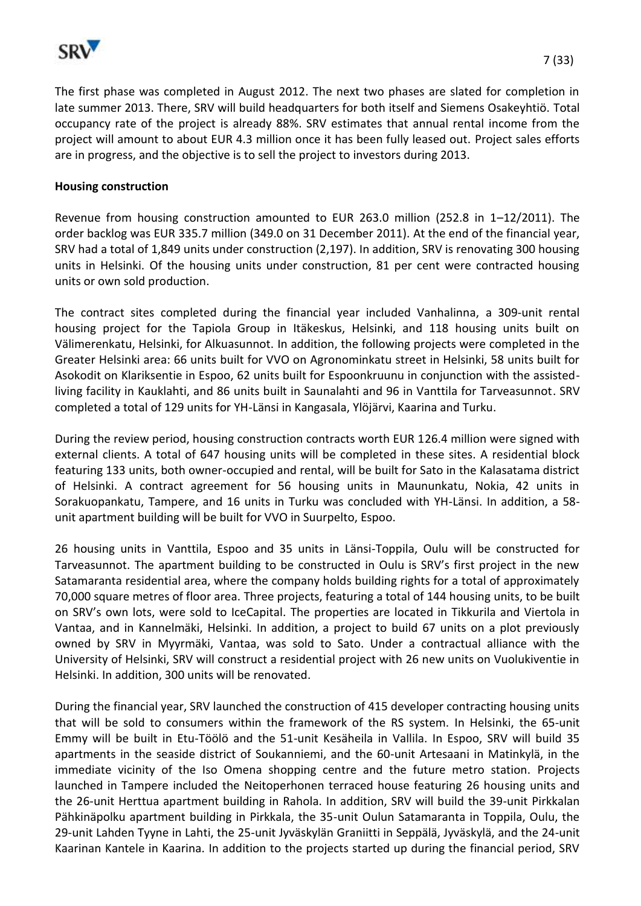The first phase was completed in August 2012. The next two phases are slated for completion in late summer 2013. There, SRV will build headquarters for both itself and Siemens Osakeyhtiö. Total occupancy rate of the project is already 88%. SRV estimates that annual rental income from the project will amount to about EUR 4.3 million once it has been fully leased out. Project sales efforts are in progress, and the objective is to sell the project to investors during 2013.

**Housing construction**

Revenue from housing construction amounted to EUR 263.0 million (252.8 in 1–12/2011). The order backlog was EUR 335.7 million (349.0 on 31 December 2011). At the end of the financial year, SRV had a total of 1,849 units under construction (2,197). In addition, SRV is renovating 300 housing units in Helsinki. Of the housing units under construction, 81 per cent were contracted housing units or own sold production.

The contract sites completed during the financial year included Vanhalinna, a 309-unit rental housing project for the Tapiola Group in Itäkeskus, Helsinki, and 118 housing units built on Välimerenkatu, Helsinki, for Alkuasunnot. In addition, the following projects were completed in the Greater Helsinki area: 66 units built for VVO on Agronominkatu street in Helsinki, 58 units built for Asokodit on Klariksentie in Espoo, 62 units built for Espoonkruunu in conjunction with the assisted-living facility in Kauklahti, and 86 units built in Saunalahti and 96 in Vanttila for Tarveasunnot. SRV completed a total of 129 units for YH-Länsi in Kangasala, Ylöjärvi, Kaarina and Turku.

During the review period, housing construction contracts worth EUR 126.4 million were signed with external clients. A total of 647 housing units will be completed in these sites. A residential block featuring 133 units, both owner-occupied and rental, will be built for Sato in the Kalasatama district of Helsinki. A contract agreement for 56 housing units in Maununkatu, Nokia, 42 units in Sorakuopankatu, Tampere, and 16 units in Turku was concluded with YH-Länsi. In addition, a 58-unit apartment building will be built for VVO in Suurpelto, Espoo.

26 housing units in Vanttila, Espoo and 35 units in Länsi-Toppila, Oulu will be constructed for Tarveasunnot. The apartment building to be constructed in Oulu is SRV's first project in the new Satamaranta residential area, where the company holds building rights for a total of approximately 70,000 square metres of floor area. Three projects, featuring a total of 144 housing units, to be built on SRV's own lots, were sold to IceCapital. The properties are located in Tikkurila and Viertola in Vantaa, and in Kannelmäki, Helsinki. In addition, a project to build 67 units on a plot previously owned by SRV in Myyrmäki, Vantaa, was sold to Sato. Under a contractual alliance with the University of Helsinki, SRV will construct a residential project with 26 new units on Vuolukiventie in Helsinki. In addition, 300 units will be renovated.

During the financial year, SRV launched the construction of 415 developer contracting housing units that will be sold to consumers within the framework of the RS system. In Helsinki, the 65-unit Emmy will be built in Etu-Töölö and the 51-unit Kesäheila in Vallila. In Espoo, SRV will build 35 apartments in the seaside district of Soukanniemi, and the 60-unit Artesaani in Matinkylä, in the immediate vicinity of the Iso Omena shopping centre and the future metro station. Projects launched in Tampere included the Neitoperhonen terraced house featuring 26 housing units and the 26-unit Herttua apartment building in Rahola. In addition, SRV will build the 39-unit Pirkkalan Pähkinäpolku apartment building in Pirkkala, the 35-unit Oulun Satamaranta in Toppila, Oulu, the 29-unit Lahden Tyyne in Lahti, the 25-unit Jyväskylän Graniitti in Seppälä, Jyväskylä, and the 24-unit Kaarinan Kantele in Kaarina. In addition to the projects started up during the financial period, SRV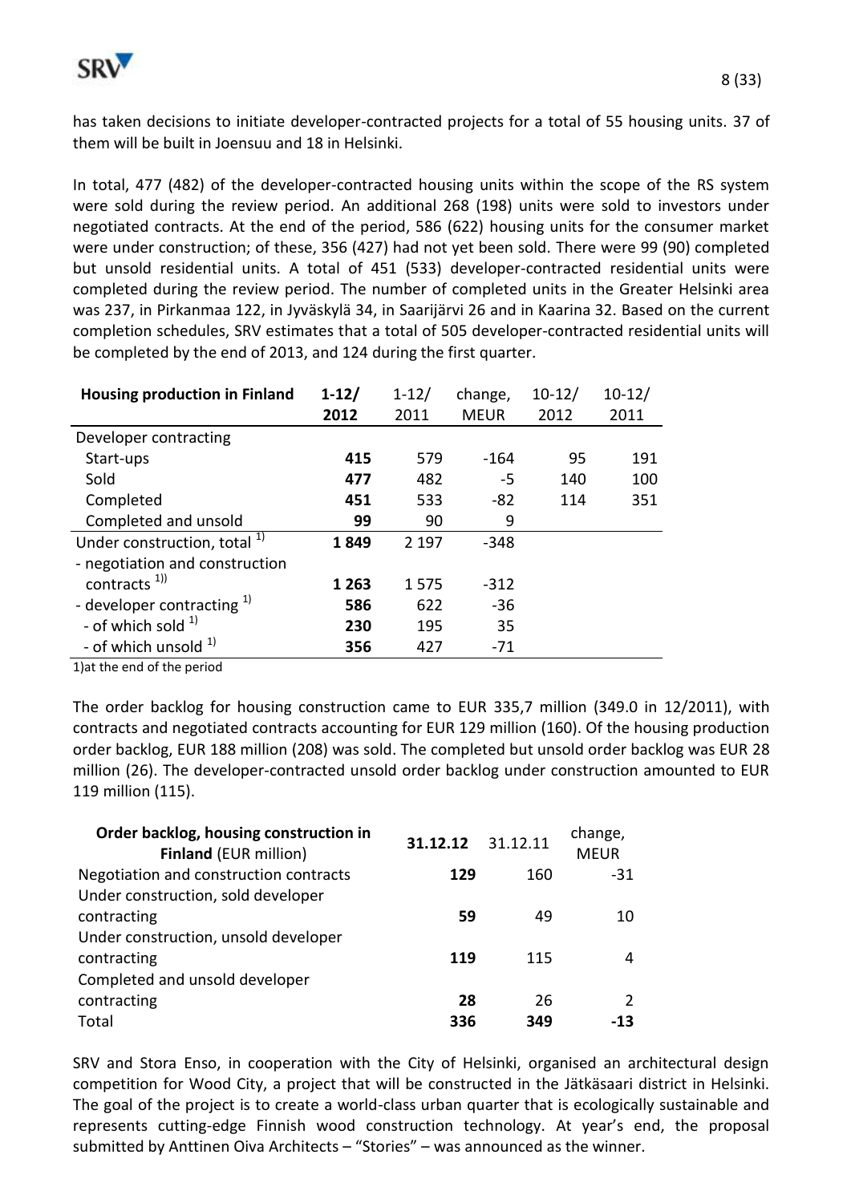has taken decisions to initiate developer-contracted projects for a total of 55 housing units. 37 of them will be built in Joensuu and 18 in Helsinki.

In total, 477 (482) of the developer-contracted housing units within the scope of the RS system were sold during the review period. An additional 268 (198) units were sold to investors under negotiated contracts. At the end of the period, 586 (622) housing units for the consumer market were under construction; of these, 356 (427) had not yet been sold. There were 99 (90) completed but unsold residential units. A total of 451 (533) developer-contracted residential units were completed during the review period. The number of completed units in the Greater Helsinki area was 237, in Pirkanmaa 122, in Jyväskylä 34, in Saarijärvi 26 and in Kaarina 32. Based on the current completion schedules, SRV estimates that a total of 505 developer-contracted residential units will be completed by the end of 2013, and 124 during the first quarter.

| **Housing production in Finland** | **1-12/ 2012** | 1-12/ 2011 | change, MEUR | 10-12/ 2012 | 10-12/ 2011 |
|---|---|---|---|---|---|
| Developer contracting | | | | | |
| Start-ups | **415** | 579 | -164 | 95 | 191 |
| Sold | **477** | 482 | -5 | 140 | 100 |
| Completed | **451** | 533 | -82 | 114 | 351 |
| Completed and unsold | **99** | 90 | 9 | | |
| Under construction, total [1] | **1 849** | 2 197 | -348 | | |
| - negotiation and construction contracts [1] | **1 263** | 1 575 | -312 | | |
| - developer contracting [1] | **586** | 622 | -36 | | |
| - of which sold [1] | **230** | 195 | 35 | | |
| - of which unsold [1] | **356** | 427 | -71 | | |

1)at the end of the period

The order backlog for housing construction came to EUR 335,7 million (349.0 in 12/2011), with contracts and negotiated contracts accounting for EUR 129 million (160). Of the housing production order backlog, EUR 188 million (208) was sold. The completed but unsold order backlog was EUR 28 million (26). The developer-contracted unsold order backlog under construction amounted to EUR 119 million (115).

| **Order backlog, housing construction in Finland** (EUR million) | **31.12.12** | 31.12.11 | change, MEUR |
|---|---|---|---|
| Negotiation and construction contracts | **129** | 160 | -31 |
| Under construction, sold developer contracting | **59** | 49 | 10 |
| Under construction, unsold developer contracting | **119** | 115 | 4 |
| Completed and unsold developer contracting | **28** | 26 | 2 |
| Total | **336** | **349** | **-13** |

SRV and Stora Enso, in cooperation with the City of Helsinki, organised an architectural design competition for Wood City, a project that will be constructed in the Jätkäsaari district in Helsinki. The goal of the project is to create a world-class urban quarter that is ecologically sustainable and represents cutting-edge Finnish wood construction technology. At year's end, the proposal submitted by Anttinen Oiva Architects – "Stories" – was announced as the winner.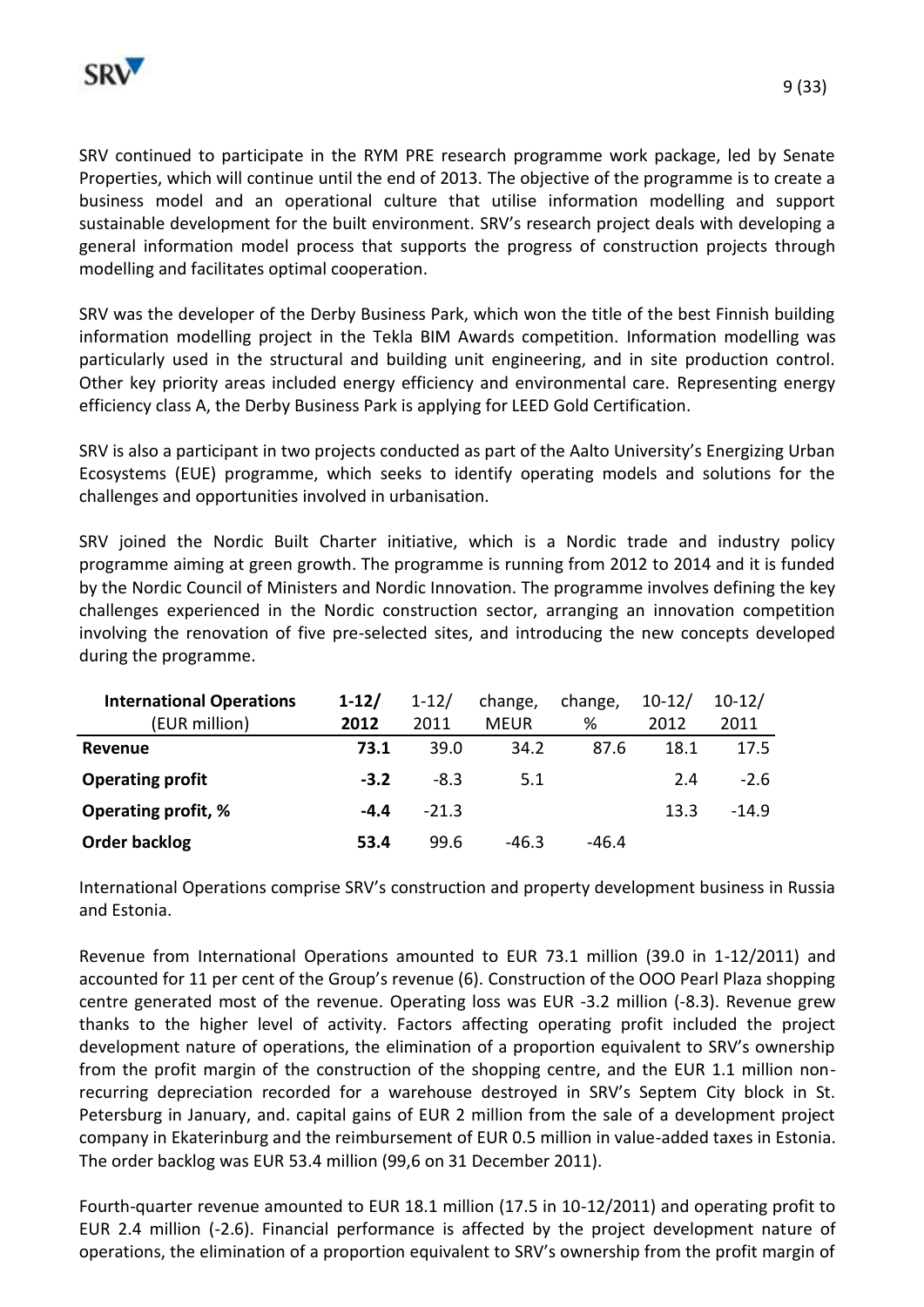SRV continued to participate in the RYM PRE research programme work package, led by Senate Properties, which will continue until the end of 2013. The objective of the programme is to create a business model and an operational culture that utilise information modelling and support sustainable development for the built environment. SRV's research project deals with developing a general information model process that supports the progress of construction projects through modelling and facilitates optimal cooperation.

SRV was the developer of the Derby Business Park, which won the title of the best Finnish building information modelling project in the Tekla BIM Awards competition. Information modelling was particularly used in the structural and building unit engineering, and in site production control. Other key priority areas included energy efficiency and environmental care. Representing energy efficiency class A, the Derby Business Park is applying for LEED Gold Certification.

SRV is also a participant in two projects conducted as part of the Aalto University's Energizing Urban Ecosystems (EUE) programme, which seeks to identify operating models and solutions for the challenges and opportunities involved in urbanisation.

SRV joined the Nordic Built Charter initiative, which is a Nordic trade and industry policy programme aiming at green growth. The programme is running from 2012 to 2014 and it is funded by the Nordic Council of Ministers and Nordic Innovation. The programme involves defining the key challenges experienced in the Nordic construction sector, arranging an innovation competition involving the renovation of five pre-selected sites, and introducing the new concepts developed during the programme.

| **International Operations** (EUR million) | **1-12/ 2012** | 1-12/ 2011 | change, MEUR | change, % | 10-12/ 2012 | 10-12/ 2011 |
|---|---|---|---|---|---|---|
| **Revenue** | **73.1** | 39.0 | 34.2 | 87.6 | 18.1 | 17.5 |
| **Operating profit** | **-3.2** | -8.3 | 5.1 | | 2.4 | -2.6 |
| **Operating profit, %** | **-4.4** | -21.3 | | | 13.3 | -14.9 |
| **Order backlog** | **53.4** | 99.6 | -46.3 | -46.4 | | |

International Operations comprise SRV's construction and property development business in Russia and Estonia.

Revenue from International Operations amounted to EUR 73.1 million (39.0 in 1-12/2011) and accounted for 11 per cent of the Group's revenue (6). Construction of the OOO Pearl Plaza shopping centre generated most of the revenue. Operating loss was EUR -3.2 million (-8.3). Revenue grew thanks to the higher level of activity. Factors affecting operating profit included the project development nature of operations, the elimination of a proportion equivalent to SRV's ownership from the profit margin of the construction of the shopping centre, and the EUR 1.1 million non-recurring depreciation recorded for a warehouse destroyed in SRV's Septem City block in St. Petersburg in January, and. capital gains of EUR 2 million from the sale of a development project company in Ekaterinburg and the reimbursement of EUR 0.5 million in value-added taxes in Estonia. The order backlog was EUR 53.4 million (99,6 on 31 December 2011).

Fourth-quarter revenue amounted to EUR 18.1 million (17.5 in 10-12/2011) and operating profit to EUR 2.4 million (-2.6). Financial performance is affected by the project development nature of operations, the elimination of a proportion equivalent to SRV's ownership from the profit margin of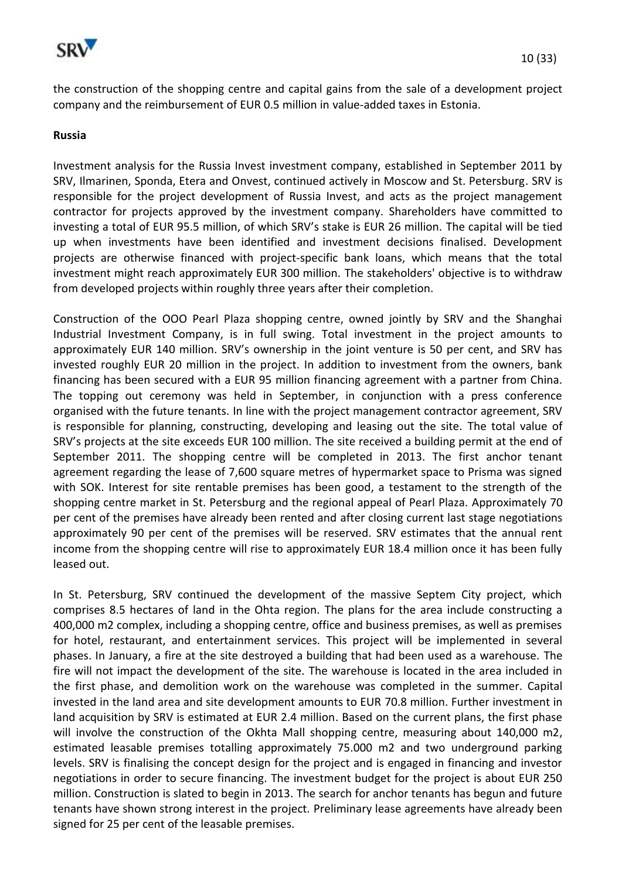the construction of the shopping centre and capital gains from the sale of a development project company and the reimbursement of EUR 0.5 million in value-added taxes in Estonia.

**Russia**

Investment analysis for the Russia Invest investment company, established in September 2011 by SRV, Ilmarinen, Sponda, Etera and Onvest, continued actively in Moscow and St. Petersburg. SRV is responsible for the project development of Russia Invest, and acts as the project management contractor for projects approved by the investment company. Shareholders have committed to investing a total of EUR 95.5 million, of which SRV's stake is EUR 26 million. The capital will be tied up when investments have been identified and investment decisions finalised. Development projects are otherwise financed with project-specific bank loans, which means that the total investment might reach approximately EUR 300 million. The stakeholders' objective is to withdraw from developed projects within roughly three years after their completion.

Construction of the OOO Pearl Plaza shopping centre, owned jointly by SRV and the Shanghai Industrial Investment Company, is in full swing. Total investment in the project amounts to approximately EUR 140 million. SRV's ownership in the joint venture is 50 per cent, and SRV has invested roughly EUR 20 million in the project. In addition to investment from the owners, bank financing has been secured with a EUR 95 million financing agreement with a partner from China. The topping out ceremony was held in September, in conjunction with a press conference organised with the future tenants. In line with the project management contractor agreement, SRV is responsible for planning, constructing, developing and leasing out the site. The total value of SRV's projects at the site exceeds EUR 100 million. The site received a building permit at the end of September 2011. The shopping centre will be completed in 2013. The first anchor tenant agreement regarding the lease of 7,600 square metres of hypermarket space to Prisma was signed with SOK. Interest for site rentable premises has been good, a testament to the strength of the shopping centre market in St. Petersburg and the regional appeal of Pearl Plaza. Approximately 70 per cent of the premises have already been rented and after closing current last stage negotiations approximately 90 per cent of the premises will be reserved. SRV estimates that the annual rent income from the shopping centre will rise to approximately EUR 18.4 million once it has been fully leased out.

In St. Petersburg, SRV continued the development of the massive Septem City project, which comprises 8.5 hectares of land in the Ohta region. The plans for the area include constructing a 400,000 m2 complex, including a shopping centre, office and business premises, as well as premises for hotel, restaurant, and entertainment services. This project will be implemented in several phases. In January, a fire at the site destroyed a building that had been used as a warehouse. The fire will not impact the development of the site. The warehouse is located in the area included in the first phase, and demolition work on the warehouse was completed in the summer. Capital invested in the land area and site development amounts to EUR 70.8 million. Further investment in land acquisition by SRV is estimated at EUR 2.4 million. Based on the current plans, the first phase will involve the construction of the Okhta Mall shopping centre, measuring about 140,000 m2, estimated leasable premises totalling approximately 75.000 m2 and two underground parking levels. SRV is finalising the concept design for the project and is engaged in financing and investor negotiations in order to secure financing. The investment budget for the project is about EUR 250 million. Construction is slated to begin in 2013. The search for anchor tenants has begun and future tenants have shown strong interest in the project. Preliminary lease agreements have already been signed for 25 per cent of the leasable premises.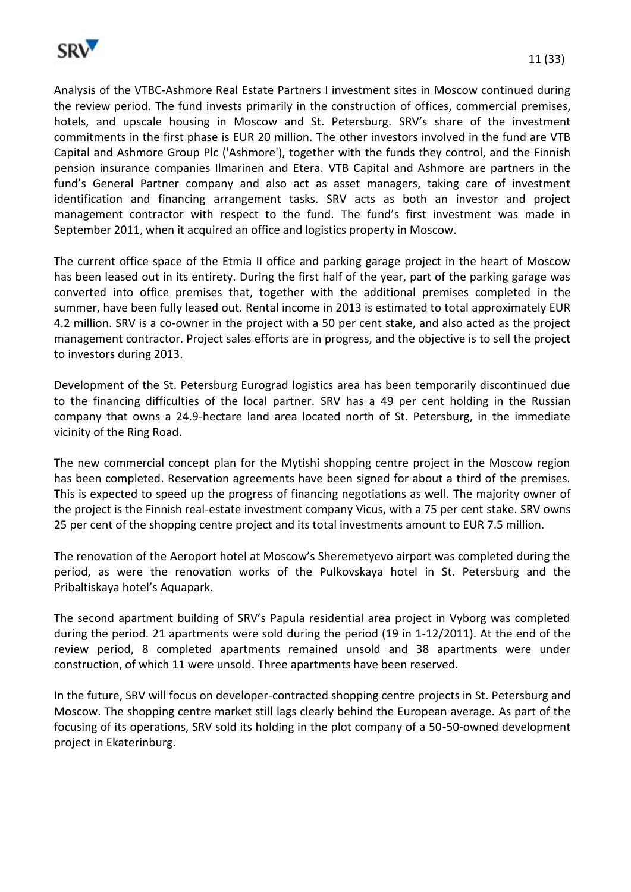Analysis of the VTBC-Ashmore Real Estate Partners I investment sites in Moscow continued during the review period. The fund invests primarily in the construction of offices, commercial premises, hotels, and upscale housing in Moscow and St. Petersburg. SRV's share of the investment commitments in the first phase is EUR 20 million. The other investors involved in the fund are VTB Capital and Ashmore Group Plc ('Ashmore'), together with the funds they control, and the Finnish pension insurance companies Ilmarinen and Etera. VTB Capital and Ashmore are partners in the fund's General Partner company and also act as asset managers, taking care of investment identification and financing arrangement tasks. SRV acts as both an investor and project management contractor with respect to the fund. The fund's first investment was made in September 2011, when it acquired an office and logistics property in Moscow.

The current office space of the Etmia II office and parking garage project in the heart of Moscow has been leased out in its entirety. During the first half of the year, part of the parking garage was converted into office premises that, together with the additional premises completed in the summer, have been fully leased out. Rental income in 2013 is estimated to total approximately EUR 4.2 million. SRV is a co-owner in the project with a 50 per cent stake, and also acted as the project management contractor. Project sales efforts are in progress, and the objective is to sell the project to investors during 2013.

Development of the St. Petersburg Eurograd logistics area has been temporarily discontinued due to the financing difficulties of the local partner. SRV has a 49 per cent holding in the Russian company that owns a 24.9-hectare land area located north of St. Petersburg, in the immediate vicinity of the Ring Road.

The new commercial concept plan for the Mytishi shopping centre project in the Moscow region has been completed. Reservation agreements have been signed for about a third of the premises. This is expected to speed up the progress of financing negotiations as well. The majority owner of the project is the Finnish real-estate investment company Vicus, with a 75 per cent stake. SRV owns 25 per cent of the shopping centre project and its total investments amount to EUR 7.5 million.

The renovation of the Aeroport hotel at Moscow's Sheremetyevo airport was completed during the period, as were the renovation works of the Pulkovskaya hotel in St. Petersburg and the Pribaltiskaya hotel's Aquapark.

The second apartment building of SRV's Papula residential area project in Vyborg was completed during the period. 21 apartments were sold during the period (19 in 1-12/2011). At the end of the review period, 8 completed apartments remained unsold and 38 apartments were under construction, of which 11 were unsold. Three apartments have been reserved.

In the future, SRV will focus on developer-contracted shopping centre projects in St. Petersburg and Moscow. The shopping centre market still lags clearly behind the European average. As part of the focusing of its operations, SRV sold its holding in the plot company of a 50-50-owned development project in Ekaterinburg.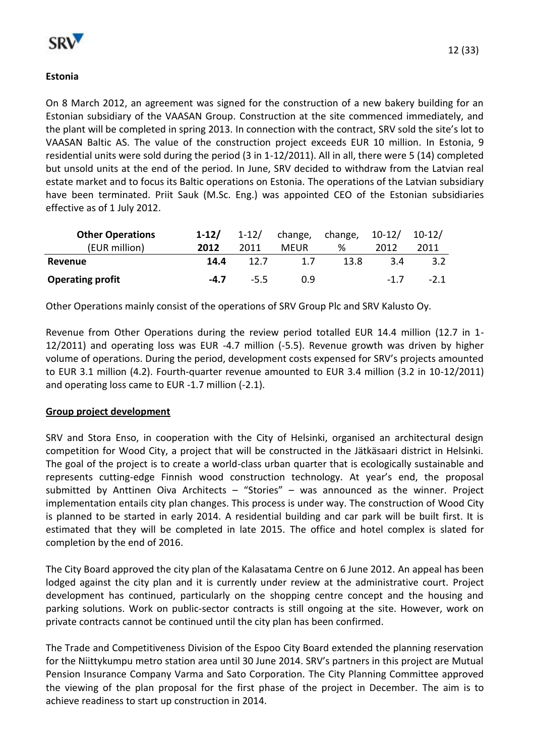**Estonia**

On 8 March 2012, an agreement was signed for the construction of a new bakery building for an Estonian subsidiary of the VAASAN Group. Construction at the site commenced immediately, and the plant will be completed in spring 2013. In connection with the contract, SRV sold the site's lot to VAASAN Baltic AS. The value of the construction project exceeds EUR 10 million. In Estonia, 9 residential units were sold during the period (3 in 1-12/2011). All in all, there were 5 (14) completed but unsold units at the end of the period. In June, SRV decided to withdraw from the Latvian real estate market and to focus its Baltic operations on Estonia. The operations of the Latvian subsidiary have been terminated. Priit Sauk (M.Sc. Eng.) was appointed CEO of the Estonian subsidiaries effective as of 1 July 2012.

| **Other Operations** (EUR million) | **1-12/ 2012** | 1-12/ 2011 | change, MEUR | change, % | 10-12/ 2012 | 10-12/ 2011 |
|---|---|---|---|---|---|---|
| **Revenue** | **14.4** | 12.7 | 1.7 | 13.8 | 3.4 | 3.2 |
| **Operating profit** | **-4.7** | -5.5 | 0.9 | | -1.7 | -2.1 |

Other Operations mainly consist of the operations of SRV Group Plc and SRV Kalusto Oy.

Revenue from Other Operations during the review period totalled EUR 14.4 million (12.7 in 1-12/2011) and operating loss was EUR -4.7 million (-5.5). Revenue growth was driven by higher volume of operations. During the period, development costs expensed for SRV's projects amounted to EUR 3.1 million (4.2). Fourth-quarter revenue amounted to EUR 3.4 million (3.2 in 10-12/2011) and operating loss came to EUR -1.7 million (-2.1).

**Group project development**

SRV and Stora Enso, in cooperation with the City of Helsinki, organised an architectural design competition for Wood City, a project that will be constructed in the Jätkäsaari district in Helsinki. The goal of the project is to create a world-class urban quarter that is ecologically sustainable and represents cutting-edge Finnish wood construction technology. At year's end, the proposal submitted by Anttinen Oiva Architects – "Stories" – was announced as the winner. Project implementation entails city plan changes. This process is under way. The construction of Wood City is planned to be started in early 2014. A residential building and car park will be built first. It is estimated that they will be completed in late 2015. The office and hotel complex is slated for completion by the end of 2016.

The City Board approved the city plan of the Kalasatama Centre on 6 June 2012. An appeal has been lodged against the city plan and it is currently under review at the administrative court. Project development has continued, particularly on the shopping centre concept and the housing and parking solutions. Work on public-sector contracts is still ongoing at the site. However, work on private contracts cannot be continued until the city plan has been confirmed.

The Trade and Competitiveness Division of the Espoo City Board extended the planning reservation for the Niittykumpu metro station area until 30 June 2014. SRV's partners in this project are Mutual Pension Insurance Company Varma and Sato Corporation. The City Planning Committee approved the viewing of the plan proposal for the first phase of the project in December. The aim is to achieve readiness to start up construction in 2014.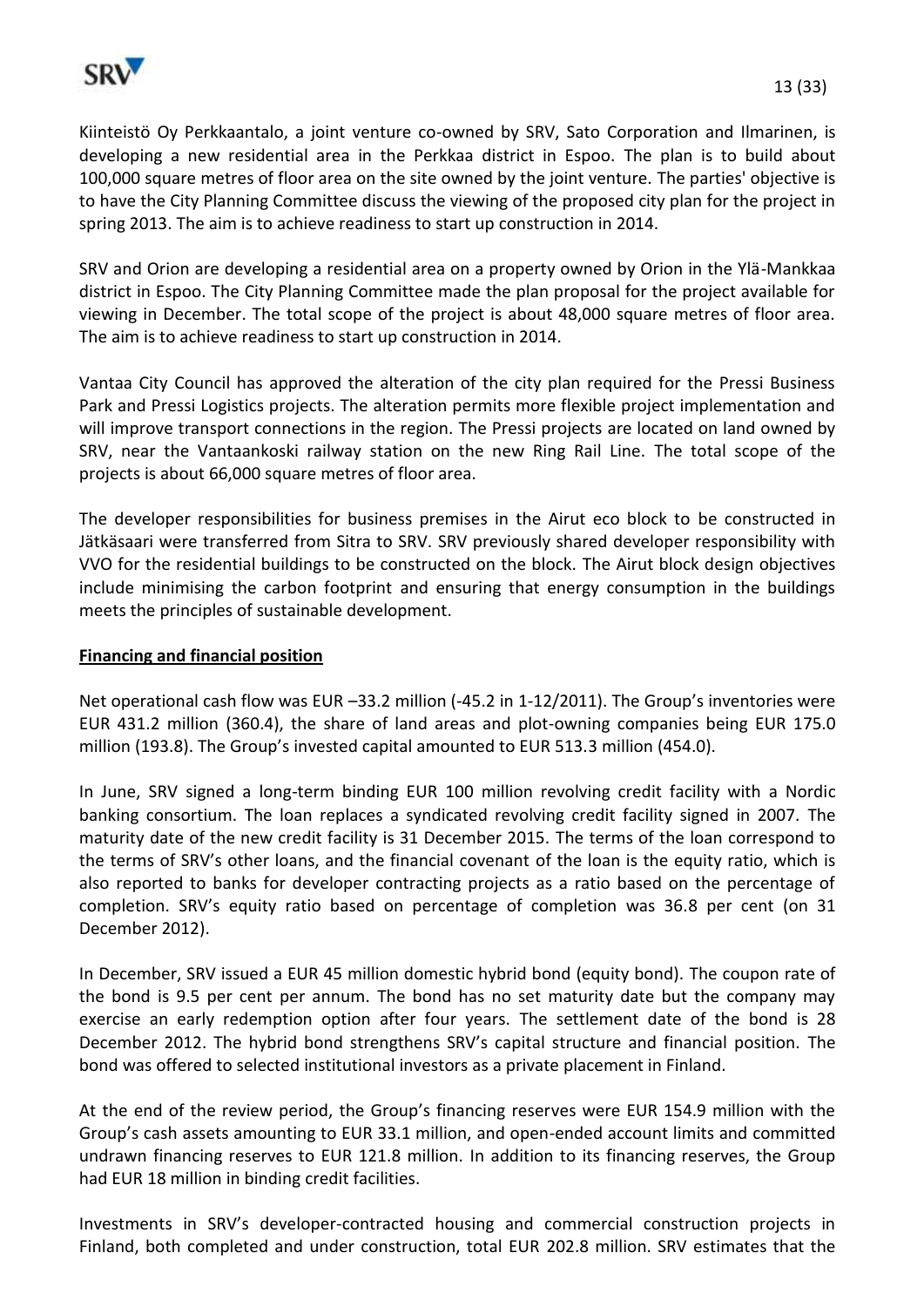Kiinteistö Oy Perkkaantalo, a joint venture co-owned by SRV, Sato Corporation and Ilmarinen, is developing a new residential area in the Perkkaa district in Espoo. The plan is to build about 100,000 square metres of floor area on the site owned by the joint venture. The parties' objective is to have the City Planning Committee discuss the viewing of the proposed city plan for the project in spring 2013. The aim is to achieve readiness to start up construction in 2014.

SRV and Orion are developing a residential area on a property owned by Orion in the Ylä-Mankkaa district in Espoo. The City Planning Committee made the plan proposal for the project available for viewing in December. The total scope of the project is about 48,000 square metres of floor area. The aim is to achieve readiness to start up construction in 2014.

Vantaa City Council has approved the alteration of the city plan required for the Pressi Business Park and Pressi Logistics projects. The alteration permits more flexible project implementation and will improve transport connections in the region. The Pressi projects are located on land owned by SRV, near the Vantaankoski railway station on the new Ring Rail Line. The total scope of the projects is about 66,000 square metres of floor area.

The developer responsibilities for business premises in the Airut eco block to be constructed in Jätkäsaari were transferred from Sitra to SRV. SRV previously shared developer responsibility with VVO for the residential buildings to be constructed on the block. The Airut block design objectives include minimising the carbon footprint and ensuring that energy consumption in the buildings meets the principles of sustainable development.

**Financing and financial position**

Net operational cash flow was EUR –33.2 million (-45.2 in 1-12/2011). The Group's inventories were EUR 431.2 million (360.4), the share of land areas and plot-owning companies being EUR 175.0 million (193.8). The Group's invested capital amounted to EUR 513.3 million (454.0).

In June, SRV signed a long-term binding EUR 100 million revolving credit facility with a Nordic banking consortium. The loan replaces a syndicated revolving credit facility signed in 2007. The maturity date of the new credit facility is 31 December 2015. The terms of the loan correspond to the terms of SRV's other loans, and the financial covenant of the loan is the equity ratio, which is also reported to banks for developer contracting projects as a ratio based on the percentage of completion. SRV's equity ratio based on percentage of completion was 36.8 per cent (on 31 December 2012).

In December, SRV issued a EUR 45 million domestic hybrid bond (equity bond). The coupon rate of the bond is 9.5 per cent per annum. The bond has no set maturity date but the company may exercise an early redemption option after four years. The settlement date of the bond is 28 December 2012. The hybrid bond strengthens SRV's capital structure and financial position. The bond was offered to selected institutional investors as a private placement in Finland.

At the end of the review period, the Group's financing reserves were EUR 154.9 million with the Group's cash assets amounting to EUR 33.1 million, and open-ended account limits and committed undrawn financing reserves to EUR 121.8 million. In addition to its financing reserves, the Group had EUR 18 million in binding credit facilities.

Investments in SRV's developer-contracted housing and commercial construction projects in Finland, both completed and under construction, total EUR 202.8 million. SRV estimates that the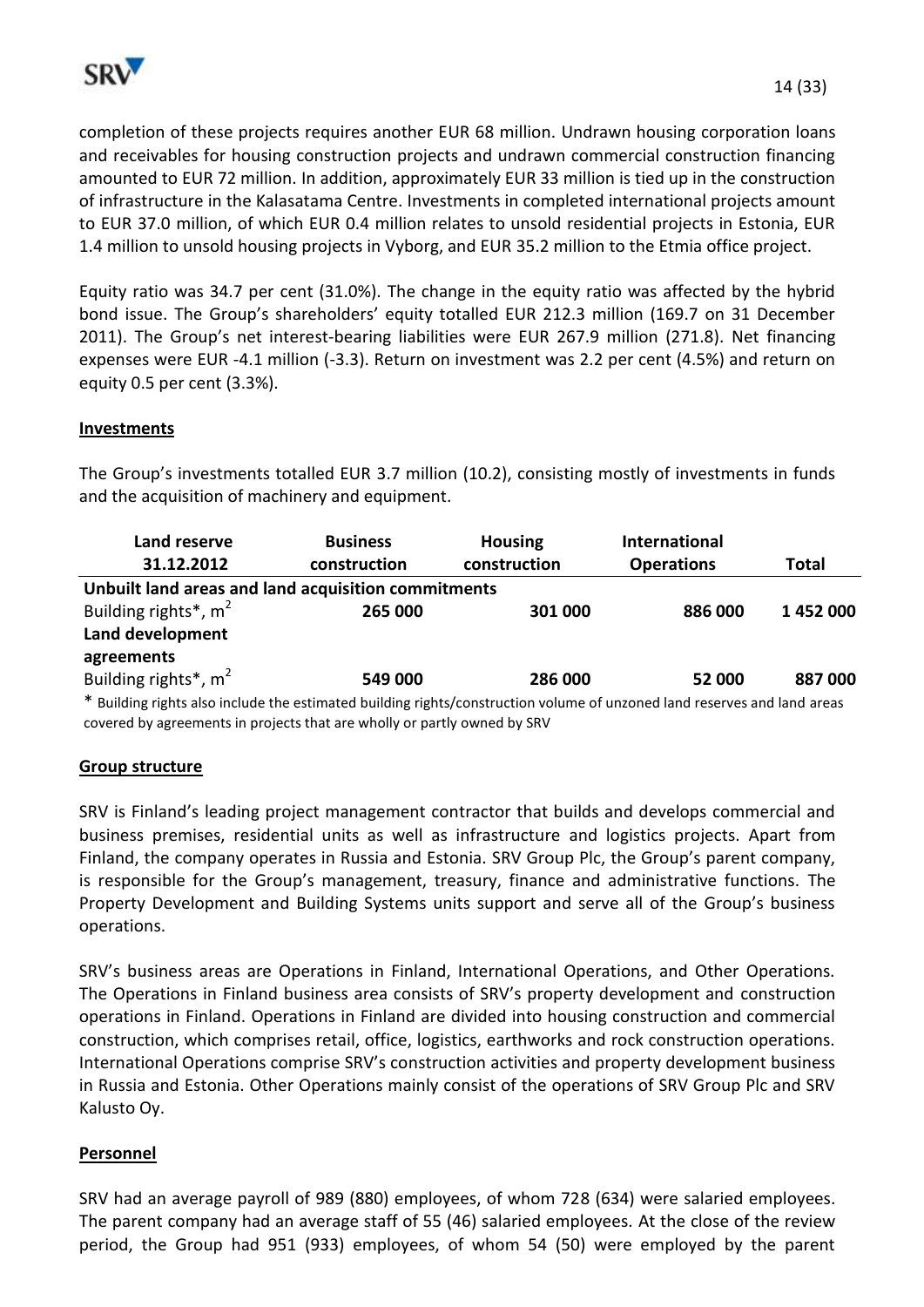completion of these projects requires another EUR 68 million. Undrawn housing corporation loans and receivables for housing construction projects and undrawn commercial construction financing amounted to EUR 72 million. In addition, approximately EUR 33 million is tied up in the construction of infrastructure in the Kalasatama Centre. Investments in completed international projects amount to EUR 37.0 million, of which EUR 0.4 million relates to unsold residential projects in Estonia, EUR 1.4 million to unsold housing projects in Vyborg, and EUR 35.2 million to the Etmia office project.

Equity ratio was 34.7 per cent (31.0%). The change in the equity ratio was affected by the hybrid bond issue. The Group's shareholders' equity totalled EUR 212.3 million (169.7 on 31 December 2011). The Group's net interest-bearing liabilities were EUR 267.9 million (271.8). Net financing expenses were EUR -4.1 million (-3.3). Return on investment was 2.2 per cent (4.5%) and return on equity 0.5 per cent (3.3%).

## Investments

The Group's investments totalled EUR 3.7 million (10.2), consisting mostly of investments in funds and the acquisition of machinery and equipment.

| Land reserve 31.12.2012 | Business construction | Housing construction | International Operations | Total |
|---|---|---|---|---|
| **Unbuilt land areas and land acquisition commitments** | | | | |
| Building rights*, $m^2$ | **265 000** | **301 000** | **886 000** | **1 452 000** |
| **Land development agreements** | | | | |
| Building rights*, $m^2$ | **549 000** | **286 000** | **52 000** | **887 000** |

\* Building rights also include the estimated building rights/construction volume of unzoned land reserves and land areas covered by agreements in projects that are wholly or partly owned by SRV

## Group structure

SRV is Finland's leading project management contractor that builds and develops commercial and business premises, residential units as well as infrastructure and logistics projects. Apart from Finland, the company operates in Russia and Estonia. SRV Group Plc, the Group's parent company, is responsible for the Group's management, treasury, finance and administrative functions. The Property Development and Building Systems units support and serve all of the Group's business operations.

SRV's business areas are Operations in Finland, International Operations, and Other Operations. The Operations in Finland business area consists of SRV's property development and construction operations in Finland. Operations in Finland are divided into housing construction and commercial construction, which comprises retail, office, logistics, earthworks and rock construction operations. International Operations comprise SRV's construction activities and property development business in Russia and Estonia. Other Operations mainly consist of the operations of SRV Group Plc and SRV Kalusto Oy.

## Personnel

SRV had an average payroll of 989 (880) employees, of whom 728 (634) were salaried employees. The parent company had an average staff of 55 (46) salaried employees. At the close of the review period, the Group had 951 (933) employees, of whom 54 (50) were employed by the parent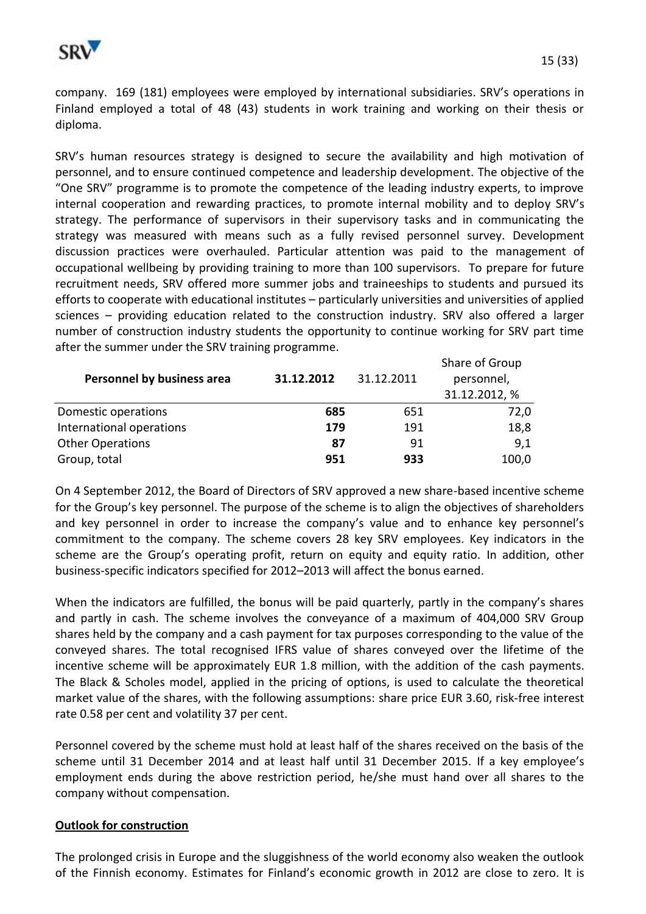company. 169 (181) employees were employed by international subsidiaries. SRV's operations in Finland employed a total of 48 (43) students in work training and working on their thesis or diploma.

SRV's human resources strategy is designed to secure the availability and high motivation of personnel, and to ensure continued competence and leadership development. The objective of the "One SRV" programme is to promote the competence of the leading industry experts, to improve internal cooperation and rewarding practices, to promote internal mobility and to deploy SRV's strategy. The performance of supervisors in their supervisory tasks and in communicating the strategy was measured with means such as a fully revised personnel survey. Development discussion practices were overhauled. Particular attention was paid to the management of occupational wellbeing by providing training to more than 100 supervisors. To prepare for future recruitment needs, SRV offered more summer jobs and traineeships to students and pursued its efforts to cooperate with educational institutes – particularly universities and universities of applied sciences – providing education related to the construction industry. SRV also offered a larger number of construction industry students the opportunity to continue working for SRV part time after the summer under the SRV training programme.

| **Personnel by business area** | **31.12.2012** | 31.12.2011 | Share of Group personnel, 31.12.2012, % |
|---|---|---|---|
| Domestic operations | **685** | 651 | 72,0 |
| International operations | **179** | 191 | 18,8 |
| Other Operations | **87** | 91 | 9,1 |
| Group, total | **951** | **933** | 100,0 |

On 4 September 2012, the Board of Directors of SRV approved a new share-based incentive scheme for the Group's key personnel. The purpose of the scheme is to align the objectives of shareholders and key personnel in order to increase the company's value and to enhance key personnel's commitment to the company. The scheme covers 28 key SRV employees. Key indicators in the scheme are the Group's operating profit, return on equity and equity ratio. In addition, other business-specific indicators specified for 2012–2013 will affect the bonus earned.

When the indicators are fulfilled, the bonus will be paid quarterly, partly in the company's shares and partly in cash. The scheme involves the conveyance of a maximum of 404,000 SRV Group shares held by the company and a cash payment for tax purposes corresponding to the value of the conveyed shares. The total recognised IFRS value of shares conveyed over the lifetime of the incentive scheme will be approximately EUR 1.8 million, with the addition of the cash payments. The Black & Scholes model, applied in the pricing of options, is used to calculate the theoretical market value of the shares, with the following assumptions: share price EUR 3.60, risk-free interest rate 0.58 per cent and volatility 37 per cent.

Personnel covered by the scheme must hold at least half of the shares received on the basis of the scheme until 31 December 2014 and at least half until 31 December 2015. If a key employee's employment ends during the above restriction period, he/she must hand over all shares to the company without compensation.

## Outlook for construction

The prolonged crisis in Europe and the sluggishness of the world economy also weaken the outlook of the Finnish economy. Estimates for Finland's economic growth in 2012 are close to zero. It is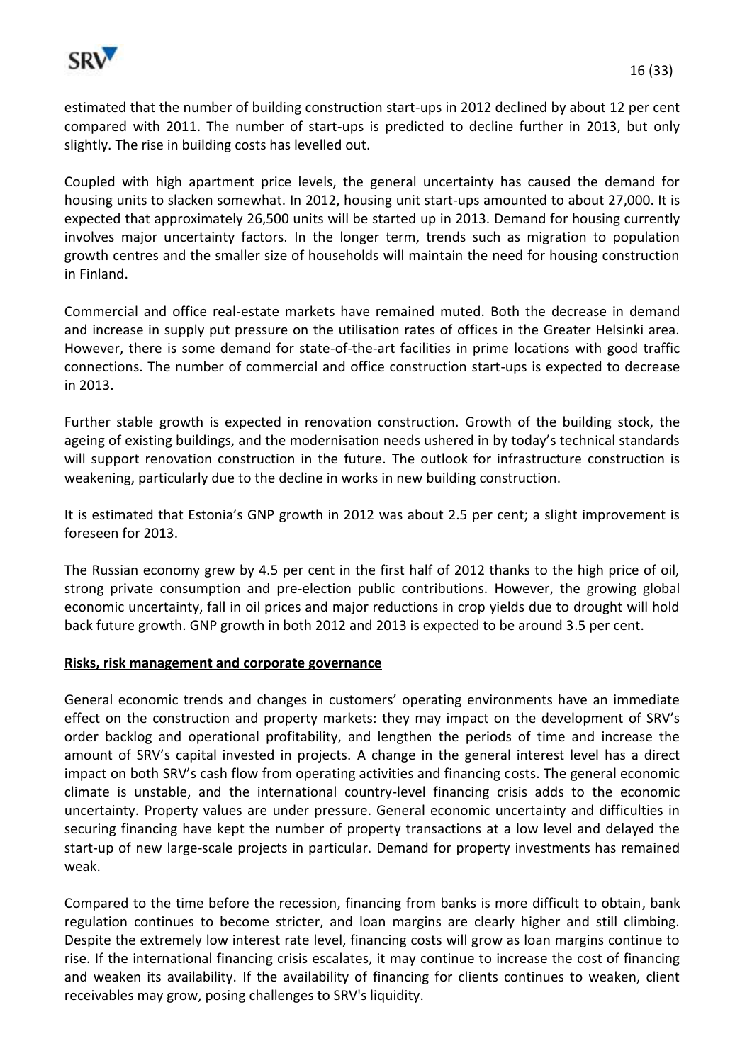estimated that the number of building construction start-ups in 2012 declined by about 12 per cent compared with 2011. The number of start-ups is predicted to decline further in 2013, but only slightly. The rise in building costs has levelled out.

Coupled with high apartment price levels, the general uncertainty has caused the demand for housing units to slacken somewhat. In 2012, housing unit start-ups amounted to about 27,000. It is expected that approximately 26,500 units will be started up in 2013. Demand for housing currently involves major uncertainty factors. In the longer term, trends such as migration to population growth centres and the smaller size of households will maintain the need for housing construction in Finland.

Commercial and office real-estate markets have remained muted. Both the decrease in demand and increase in supply put pressure on the utilisation rates of offices in the Greater Helsinki area. However, there is some demand for state-of-the-art facilities in prime locations with good traffic connections. The number of commercial and office construction start-ups is expected to decrease in 2013.

Further stable growth is expected in renovation construction. Growth of the building stock, the ageing of existing buildings, and the modernisation needs ushered in by today's technical standards will support renovation construction in the future. The outlook for infrastructure construction is weakening, particularly due to the decline in works in new building construction.

It is estimated that Estonia's GNP growth in 2012 was about 2.5 per cent; a slight improvement is foreseen for 2013.

The Russian economy grew by 4.5 per cent in the first half of 2012 thanks to the high price of oil, strong private consumption and pre-election public contributions. However, the growing global economic uncertainty, fall in oil prices and major reductions in crop yields due to drought will hold back future growth. GNP growth in both 2012 and 2013 is expected to be around 3.5 per cent.

**Risks, risk management and corporate governance**

General economic trends and changes in customers' operating environments have an immediate effect on the construction and property markets: they may impact on the development of SRV's order backlog and operational profitability, and lengthen the periods of time and increase the amount of SRV's capital invested in projects. A change in the general interest level has a direct impact on both SRV's cash flow from operating activities and financing costs. The general economic climate is unstable, and the international country-level financing crisis adds to the economic uncertainty. Property values are under pressure. General economic uncertainty and difficulties in securing financing have kept the number of property transactions at a low level and delayed the start-up of new large-scale projects in particular. Demand for property investments has remained weak.

Compared to the time before the recession, financing from banks is more difficult to obtain, bank regulation continues to become stricter, and loan margins are clearly higher and still climbing. Despite the extremely low interest rate level, financing costs will grow as loan margins continue to rise. If the international financing crisis escalates, it may continue to increase the cost of financing and weaken its availability. If the availability of financing for clients continues to weaken, client receivables may grow, posing challenges to SRV's liquidity.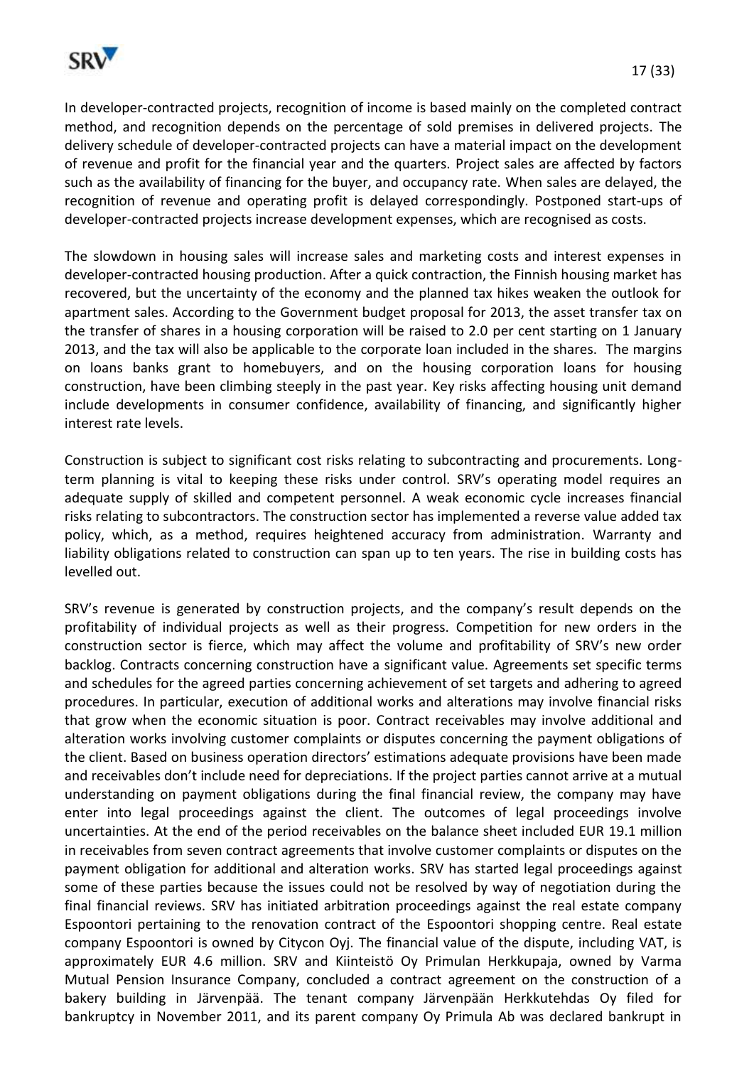In developer-contracted projects, recognition of income is based mainly on the completed contract method, and recognition depends on the percentage of sold premises in delivered projects. The delivery schedule of developer-contracted projects can have a material impact on the development of revenue and profit for the financial year and the quarters. Project sales are affected by factors such as the availability of financing for the buyer, and occupancy rate. When sales are delayed, the recognition of revenue and operating profit is delayed correspondingly. Postponed start-ups of developer-contracted projects increase development expenses, which are recognised as costs.

The slowdown in housing sales will increase sales and marketing costs and interest expenses in developer-contracted housing production. After a quick contraction, the Finnish housing market has recovered, but the uncertainty of the economy and the planned tax hikes weaken the outlook for apartment sales. According to the Government budget proposal for 2013, the asset transfer tax on the transfer of shares in a housing corporation will be raised to 2.0 per cent starting on 1 January 2013, and the tax will also be applicable to the corporate loan included in the shares. The margins on loans banks grant to homebuyers, and on the housing corporation loans for housing construction, have been climbing steeply in the past year. Key risks affecting housing unit demand include developments in consumer confidence, availability of financing, and significantly higher interest rate levels.

Construction is subject to significant cost risks relating to subcontracting and procurements. Long-term planning is vital to keeping these risks under control. SRV's operating model requires an adequate supply of skilled and competent personnel. A weak economic cycle increases financial risks relating to subcontractors. The construction sector has implemented a reverse value added tax policy, which, as a method, requires heightened accuracy from administration. Warranty and liability obligations related to construction can span up to ten years. The rise in building costs has levelled out.

SRV's revenue is generated by construction projects, and the company's result depends on the profitability of individual projects as well as their progress. Competition for new orders in the construction sector is fierce, which may affect the volume and profitability of SRV's new order backlog. Contracts concerning construction have a significant value. Agreements set specific terms and schedules for the agreed parties concerning achievement of set targets and adhering to agreed procedures. In particular, execution of additional works and alterations may involve financial risks that grow when the economic situation is poor. Contract receivables may involve additional and alteration works involving customer complaints or disputes concerning the payment obligations of the client. Based on business operation directors' estimations adequate provisions have been made and receivables don't include need for depreciations. If the project parties cannot arrive at a mutual understanding on payment obligations during the final financial review, the company may have enter into legal proceedings against the client. The outcomes of legal proceedings involve uncertainties. At the end of the period receivables on the balance sheet included EUR 19.1 million in receivables from seven contract agreements that involve customer complaints or disputes on the payment obligation for additional and alteration works. SRV has started legal proceedings against some of these parties because the issues could not be resolved by way of negotiation during the final financial reviews. SRV has initiated arbitration proceedings against the real estate company Espoontori pertaining to the renovation contract of the Espoontori shopping centre. Real estate company Espoontori is owned by Citycon Oyj. The financial value of the dispute, including VAT, is approximately EUR 4.6 million. SRV and Kiinteistö Oy Primulan Herkkupaja, owned by Varma Mutual Pension Insurance Company, concluded a contract agreement on the construction of a bakery building in Järvenpää. The tenant company Järvenpään Herkkutehdas Oy filed for bankruptcy in November 2011, and its parent company Oy Primula Ab was declared bankrupt in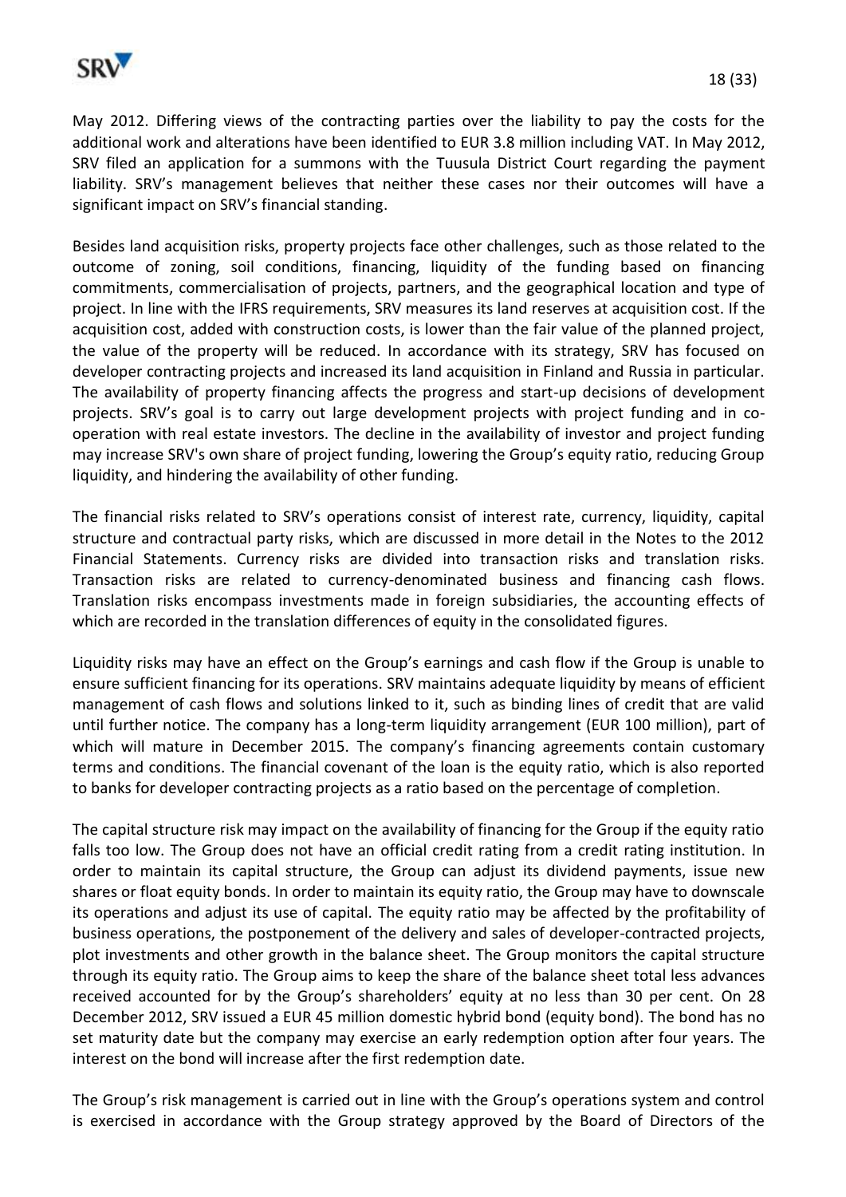May 2012. Differing views of the contracting parties over the liability to pay the costs for the additional work and alterations have been identified to EUR 3.8 million including VAT. In May 2012, SRV filed an application for a summons with the Tuusula District Court regarding the payment liability. SRV's management believes that neither these cases nor their outcomes will have a significant impact on SRV's financial standing.

Besides land acquisition risks, property projects face other challenges, such as those related to the outcome of zoning, soil conditions, financing, liquidity of the funding based on financing commitments, commercialisation of projects, partners, and the geographical location and type of project. In line with the IFRS requirements, SRV measures its land reserves at acquisition cost. If the acquisition cost, added with construction costs, is lower than the fair value of the planned project, the value of the property will be reduced. In accordance with its strategy, SRV has focused on developer contracting projects and increased its land acquisition in Finland and Russia in particular. The availability of property financing affects the progress and start-up decisions of development projects. SRV's goal is to carry out large development projects with project funding and in co-operation with real estate investors. The decline in the availability of investor and project funding may increase SRV's own share of project funding, lowering the Group's equity ratio, reducing Group liquidity, and hindering the availability of other funding.

The financial risks related to SRV's operations consist of interest rate, currency, liquidity, capital structure and contractual party risks, which are discussed in more detail in the Notes to the 2012 Financial Statements. Currency risks are divided into transaction risks and translation risks. Transaction risks are related to currency-denominated business and financing cash flows. Translation risks encompass investments made in foreign subsidiaries, the accounting effects of which are recorded in the translation differences of equity in the consolidated figures.

Liquidity risks may have an effect on the Group's earnings and cash flow if the Group is unable to ensure sufficient financing for its operations. SRV maintains adequate liquidity by means of efficient management of cash flows and solutions linked to it, such as binding lines of credit that are valid until further notice. The company has a long-term liquidity arrangement (EUR 100 million), part of which will mature in December 2015. The company's financing agreements contain customary terms and conditions. The financial covenant of the loan is the equity ratio, which is also reported to banks for developer contracting projects as a ratio based on the percentage of completion.

The capital structure risk may impact on the availability of financing for the Group if the equity ratio falls too low. The Group does not have an official credit rating from a credit rating institution. In order to maintain its capital structure, the Group can adjust its dividend payments, issue new shares or float equity bonds. In order to maintain its equity ratio, the Group may have to downscale its operations and adjust its use of capital. The equity ratio may be affected by the profitability of business operations, the postponement of the delivery and sales of developer-contracted projects, plot investments and other growth in the balance sheet. The Group monitors the capital structure through its equity ratio. The Group aims to keep the share of the balance sheet total less advances received accounted for by the Group's shareholders' equity at no less than 30 per cent. On 28 December 2012, SRV issued a EUR 45 million domestic hybrid bond (equity bond). The bond has no set maturity date but the company may exercise an early redemption option after four years. The interest on the bond will increase after the first redemption date.

The Group's risk management is carried out in line with the Group's operations system and control is exercised in accordance with the Group strategy approved by the Board of Directors of the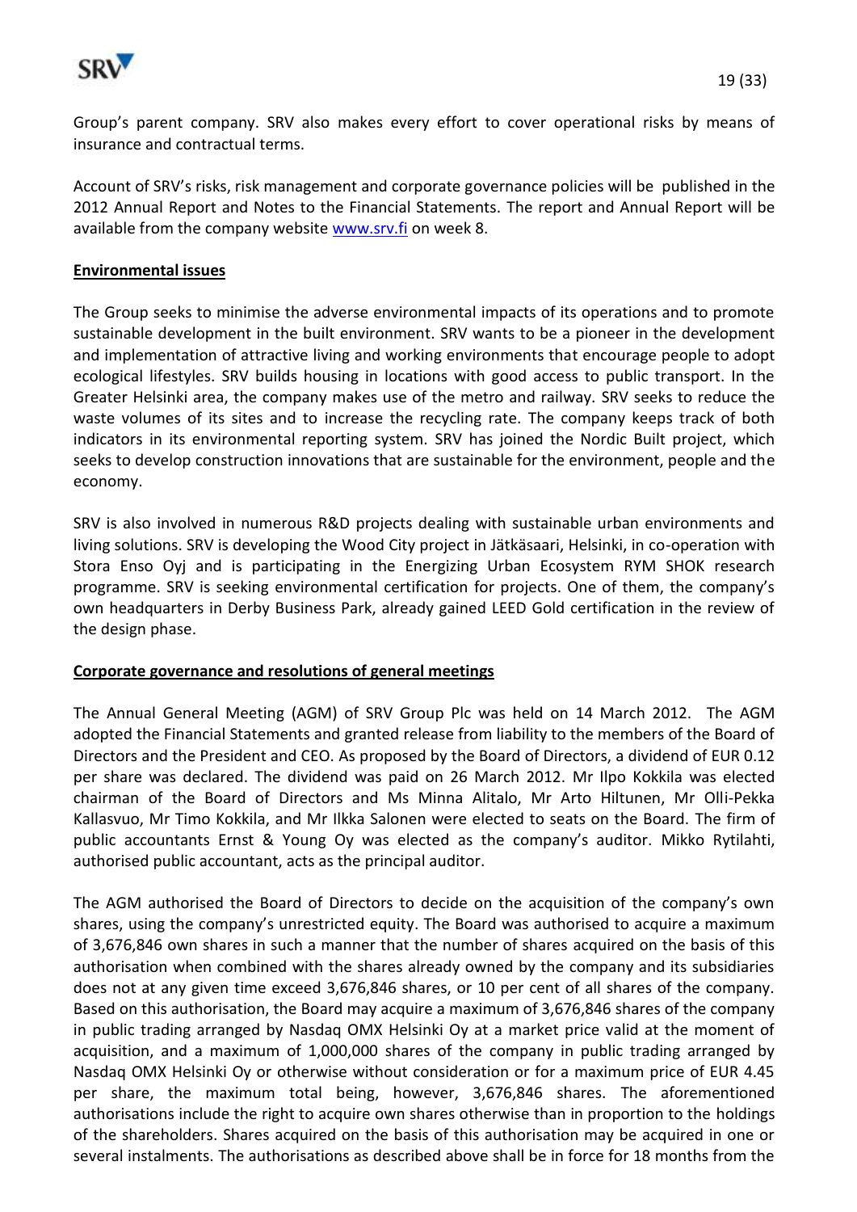Group's parent company. SRV also makes every effort to cover operational risks by means of insurance and contractual terms.

Account of SRV's risks, risk management and corporate governance policies will be published in the 2012 Annual Report and Notes to the Financial Statements. The report and Annual Report will be available from the company website www.srv.fi on week 8.

**Environmental issues**

The Group seeks to minimise the adverse environmental impacts of its operations and to promote sustainable development in the built environment. SRV wants to be a pioneer in the development and implementation of attractive living and working environments that encourage people to adopt ecological lifestyles. SRV builds housing in locations with good access to public transport. In the Greater Helsinki area, the company makes use of the metro and railway. SRV seeks to reduce the waste volumes of its sites and to increase the recycling rate. The company keeps track of both indicators in its environmental reporting system. SRV has joined the Nordic Built project, which seeks to develop construction innovations that are sustainable for the environment, people and the economy.

SRV is also involved in numerous R&D projects dealing with sustainable urban environments and living solutions. SRV is developing the Wood City project in Jätkäsaari, Helsinki, in co-operation with Stora Enso Oyj and is participating in the Energizing Urban Ecosystem RYM SHOK research programme. SRV is seeking environmental certification for projects. One of them, the company's own headquarters in Derby Business Park, already gained LEED Gold certification in the review of the design phase.

**Corporate governance and resolutions of general meetings**

The Annual General Meeting (AGM) of SRV Group Plc was held on 14 March 2012. The AGM adopted the Financial Statements and granted release from liability to the members of the Board of Directors and the President and CEO. As proposed by the Board of Directors, a dividend of EUR 0.12 per share was declared. The dividend was paid on 26 March 2012. Mr Ilpo Kokkila was elected chairman of the Board of Directors and Ms Minna Alitalo, Mr Arto Hiltunen, Mr Olli-Pekka Kallasvuo, Mr Timo Kokkila, and Mr Ilkka Salonen were elected to seats on the Board. The firm of public accountants Ernst & Young Oy was elected as the company's auditor. Mikko Rytilahti, authorised public accountant, acts as the principal auditor.

The AGM authorised the Board of Directors to decide on the acquisition of the company's own shares, using the company's unrestricted equity. The Board was authorised to acquire a maximum of 3,676,846 own shares in such a manner that the number of shares acquired on the basis of this authorisation when combined with the shares already owned by the company and its subsidiaries does not at any given time exceed 3,676,846 shares, or 10 per cent of all shares of the company. Based on this authorisation, the Board may acquire a maximum of 3,676,846 shares of the company in public trading arranged by Nasdaq OMX Helsinki Oy at a market price valid at the moment of acquisition, and a maximum of 1,000,000 shares of the company in public trading arranged by Nasdaq OMX Helsinki Oy or otherwise without consideration or for a maximum price of EUR 4.45 per share, the maximum total being, however, 3,676,846 shares. The aforementioned authorisations include the right to acquire own shares otherwise than in proportion to the holdings of the shareholders. Shares acquired on the basis of this authorisation may be acquired in one or several instalments. The authorisations as described above shall be in force for 18 months from the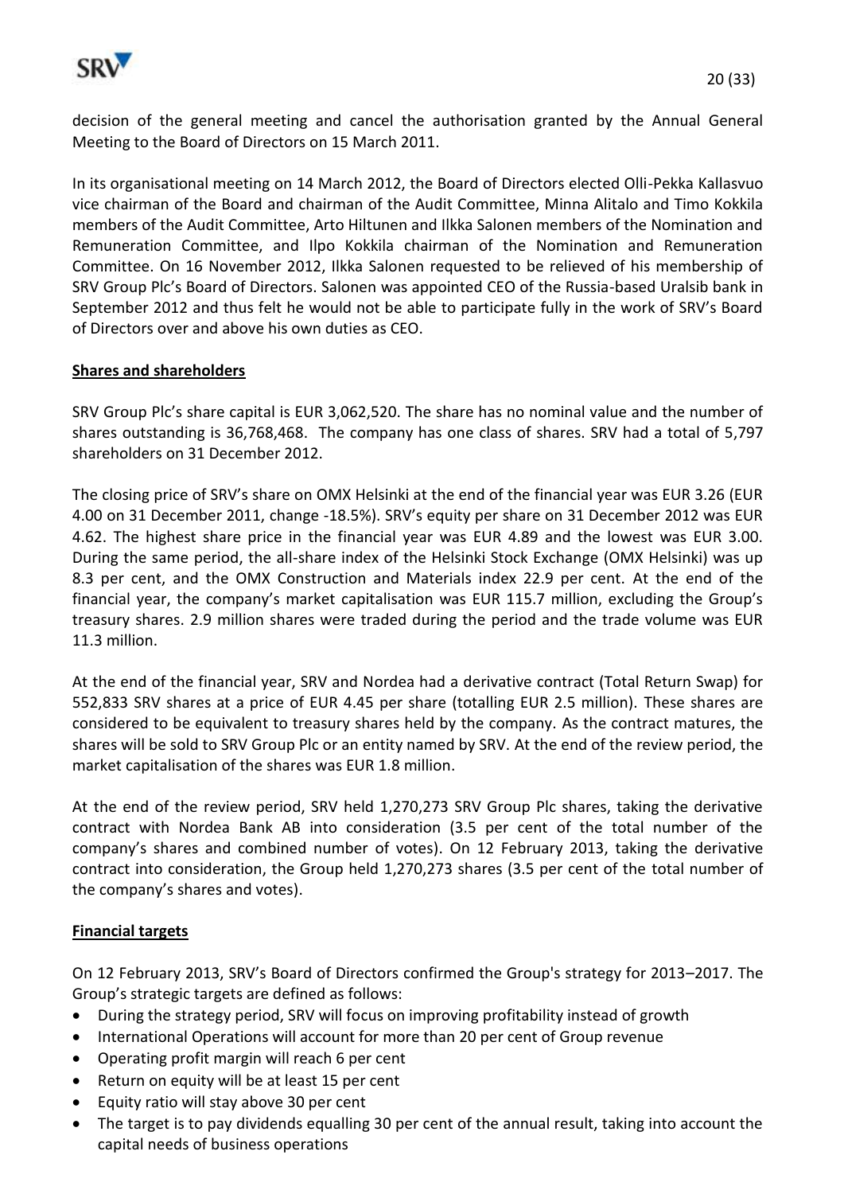decision of the general meeting and cancel the authorisation granted by the Annual General Meeting to the Board of Directors on 15 March 2011.

In its organisational meeting on 14 March 2012, the Board of Directors elected Olli-Pekka Kallasvuo vice chairman of the Board and chairman of the Audit Committee, Minna Alitalo and Timo Kokkila members of the Audit Committee, Arto Hiltunen and Ilkka Salonen members of the Nomination and Remuneration Committee, and Ilpo Kokkila chairman of the Nomination and Remuneration Committee. On 16 November 2012, Ilkka Salonen requested to be relieved of his membership of SRV Group Plc's Board of Directors. Salonen was appointed CEO of the Russia-based Uralsib bank in September 2012 and thus felt he would not be able to participate fully in the work of SRV's Board of Directors over and above his own duties as CEO.

## Shares and shareholders

SRV Group Plc's share capital is EUR 3,062,520. The share has no nominal value and the number of shares outstanding is 36,768,468. The company has one class of shares. SRV had a total of 5,797 shareholders on 31 December 2012.

The closing price of SRV's share on OMX Helsinki at the end of the financial year was EUR 3.26 (EUR 4.00 on 31 December 2011, change -18.5%). SRV's equity per share on 31 December 2012 was EUR 4.62. The highest share price in the financial year was EUR 4.89 and the lowest was EUR 3.00. During the same period, the all-share index of the Helsinki Stock Exchange (OMX Helsinki) was up 8.3 per cent, and the OMX Construction and Materials index 22.9 per cent. At the end of the financial year, the company's market capitalisation was EUR 115.7 million, excluding the Group's treasury shares. 2.9 million shares were traded during the period and the trade volume was EUR 11.3 million.

At the end of the financial year, SRV and Nordea had a derivative contract (Total Return Swap) for 552,833 SRV shares at a price of EUR 4.45 per share (totalling EUR 2.5 million). These shares are considered to be equivalent to treasury shares held by the company. As the contract matures, the shares will be sold to SRV Group Plc or an entity named by SRV. At the end of the review period, the market capitalisation of the shares was EUR 1.8 million.

At the end of the review period, SRV held 1,270,273 SRV Group Plc shares, taking the derivative contract with Nordea Bank AB into consideration (3.5 per cent of the total number of the company's shares and combined number of votes). On 12 February 2013, taking the derivative contract into consideration, the Group held 1,270,273 shares (3.5 per cent of the total number of the company's shares and votes).

## Financial targets

On 12 February 2013, SRV's Board of Directors confirmed the Group's strategy for 2013–2017. The Group's strategic targets are defined as follows:

- During the strategy period, SRV will focus on improving profitability instead of growth
- International Operations will account for more than 20 per cent of Group revenue
- Operating profit margin will reach 6 per cent
- Return on equity will be at least 15 per cent
- Equity ratio will stay above 30 per cent
- The target is to pay dividends equalling 30 per cent of the annual result, taking into account the capital needs of business operations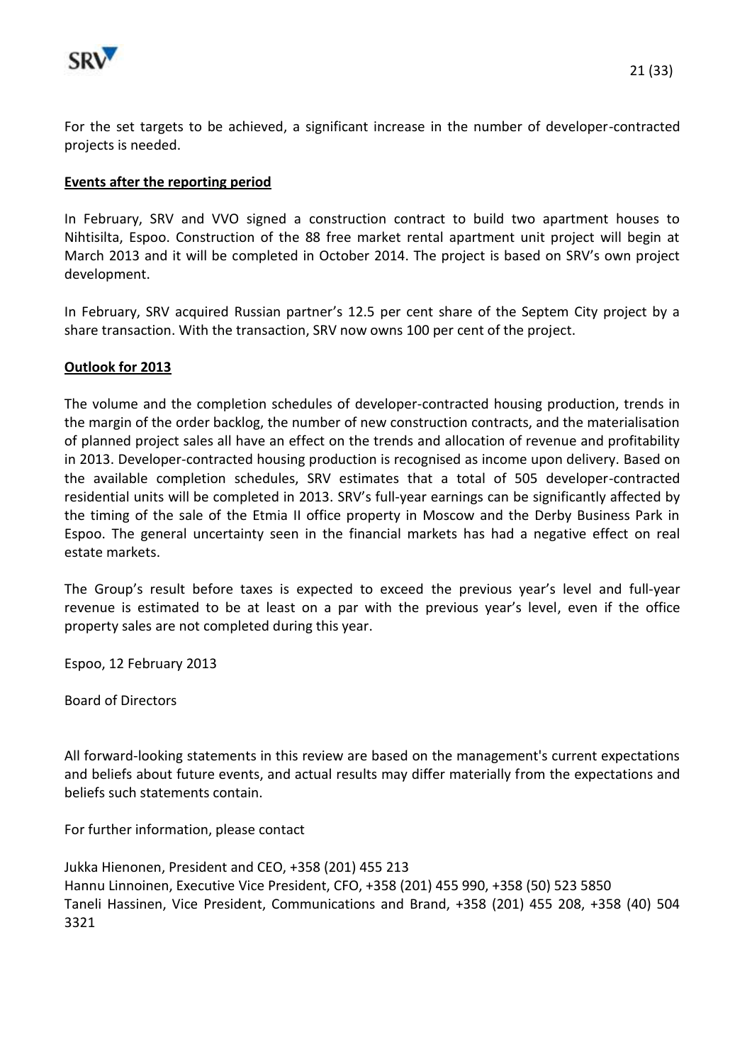For the set targets to be achieved, a significant increase in the number of developer-contracted projects is needed.

**Events after the reporting period**

In February, SRV and VVO signed a construction contract to build two apartment houses to Nihtisilta, Espoo. Construction of the 88 free market rental apartment unit project will begin at March 2013 and it will be completed in October 2014. The project is based on SRV's own project development.

In February, SRV acquired Russian partner's 12.5 per cent share of the Septem City project by a share transaction. With the transaction, SRV now owns 100 per cent of the project.

**Outlook for 2013**

The volume and the completion schedules of developer-contracted housing production, trends in the margin of the order backlog, the number of new construction contracts, and the materialisation of planned project sales all have an effect on the trends and allocation of revenue and profitability in 2013. Developer-contracted housing production is recognised as income upon delivery. Based on the available completion schedules, SRV estimates that a total of 505 developer-contracted residential units will be completed in 2013. SRV's full-year earnings can be significantly affected by the timing of the sale of the Etmia II office property in Moscow and the Derby Business Park in Espoo. The general uncertainty seen in the financial markets has had a negative effect on real estate markets.

The Group's result before taxes is expected to exceed the previous year's level and full-year revenue is estimated to be at least on a par with the previous year's level, even if the office property sales are not completed during this year.

Espoo, 12 February 2013

Board of Directors

All forward-looking statements in this review are based on the management's current expectations and beliefs about future events, and actual results may differ materially from the expectations and beliefs such statements contain.

For further information, please contact

Jukka Hienonen, President and CEO, +358 (201) 455 213
Hannu Linnoinen, Executive Vice President, CFO, +358 (201) 455 990, +358 (50) 523 5850
Taneli Hassinen, Vice President, Communications and Brand, +358 (201) 455 208, +358 (40) 504 3321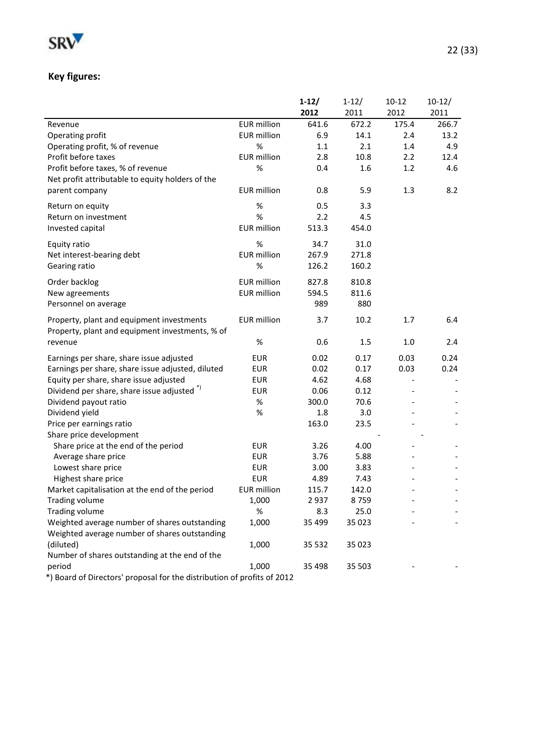## Key figures:

| | | 1-12/ 2012 | 1-12/ 2011 | 10-12 2012 | 10-12/ 2011 |
|---|---|---|---|---|---|
| Revenue | EUR million | 641.6 | 672.2 | 175.4 | 266.7 |
| Operating profit | EUR million | 6.9 | 14.1 | 2.4 | 13.2 |
| Operating profit, % of revenue | % | 1.1 | 2.1 | 1.4 | 4.9 |
| Profit before taxes | EUR million | 2.8 | 10.8 | 2.2 | 12.4 |
| Profit before taxes, % of revenue | % | 0.4 | 1.6 | 1.2 | 4.6 |
| Net profit attributable to equity holders of the parent company | EUR million | 0.8 | 5.9 | 1.3 | 8.2 |
| Return on equity | % | 0.5 | 3.3 | | |
| Return on investment | % | 2.2 | 4.5 | | |
| Invested capital | EUR million | 513.3 | 454.0 | | |
| Equity ratio | % | 34.7 | 31.0 | | |
| Net interest-bearing debt | EUR million | 267.9 | 271.8 | | |
| Gearing ratio | % | 126.2 | 160.2 | | |
| Order backlog | EUR million | 827.8 | 810.8 | | |
| New agreements | EUR million | 594.5 | 811.6 | | |
| Personnel on average | | 989 | 880 | | |
| Property, plant and equipment investments | EUR million | 3.7 | 10.2 | 1.7 | 6.4 |
| Property, plant and equipment investments, % of revenue | % | 0.6 | 1.5 | 1.0 | 2.4 |
| Earnings per share, share issue adjusted | EUR | 0.02 | 0.17 | 0.03 | 0.24 |
| Earnings per share, share issue adjusted, diluted | EUR | 0.02 | 0.17 | 0.03 | 0.24 |
| Equity per share, share issue adjusted | EUR | 4.62 | 4.68 | - | - |
| Dividend per share, share issue adjusted *) | EUR | 0.06 | 0.12 | - | - |
| Dividend payout ratio | % | 300.0 | 70.6 | - | - |
| Dividend yield | % | 1.8 | 3.0 | - | - |
| Price per earnings ratio | | 163.0 | 23.5 | - | - |
| Share price development | | | | - | - |
| Share price at the end of the period | EUR | 3.26 | 4.00 | - | - |
| Average share price | EUR | 3.76 | 5.88 | - | - |
| Lowest share price | EUR | 3.00 | 3.83 | - | - |
| Highest share price | EUR | 4.89 | 7.43 | - | - |
| Market capitalisation at the end of the period | EUR million | 115.7 | 142.0 | - | - |
| Trading volume | 1,000 | 2 937 | 8 759 | - | - |
| Trading volume | % | 8.3 | 25.0 | - | - |
| Weighted average number of shares outstanding | 1,000 | 35 499 | 35 023 | - | - |
| Weighted average number of shares outstanding (diluted) | 1,000 | 35 532 | 35 023 | | |
| Number of shares outstanding at the end of the period | 1,000 | 35 498 | 35 503 | - | - |

*) Board of Directors' proposal for the distribution of profits of 2012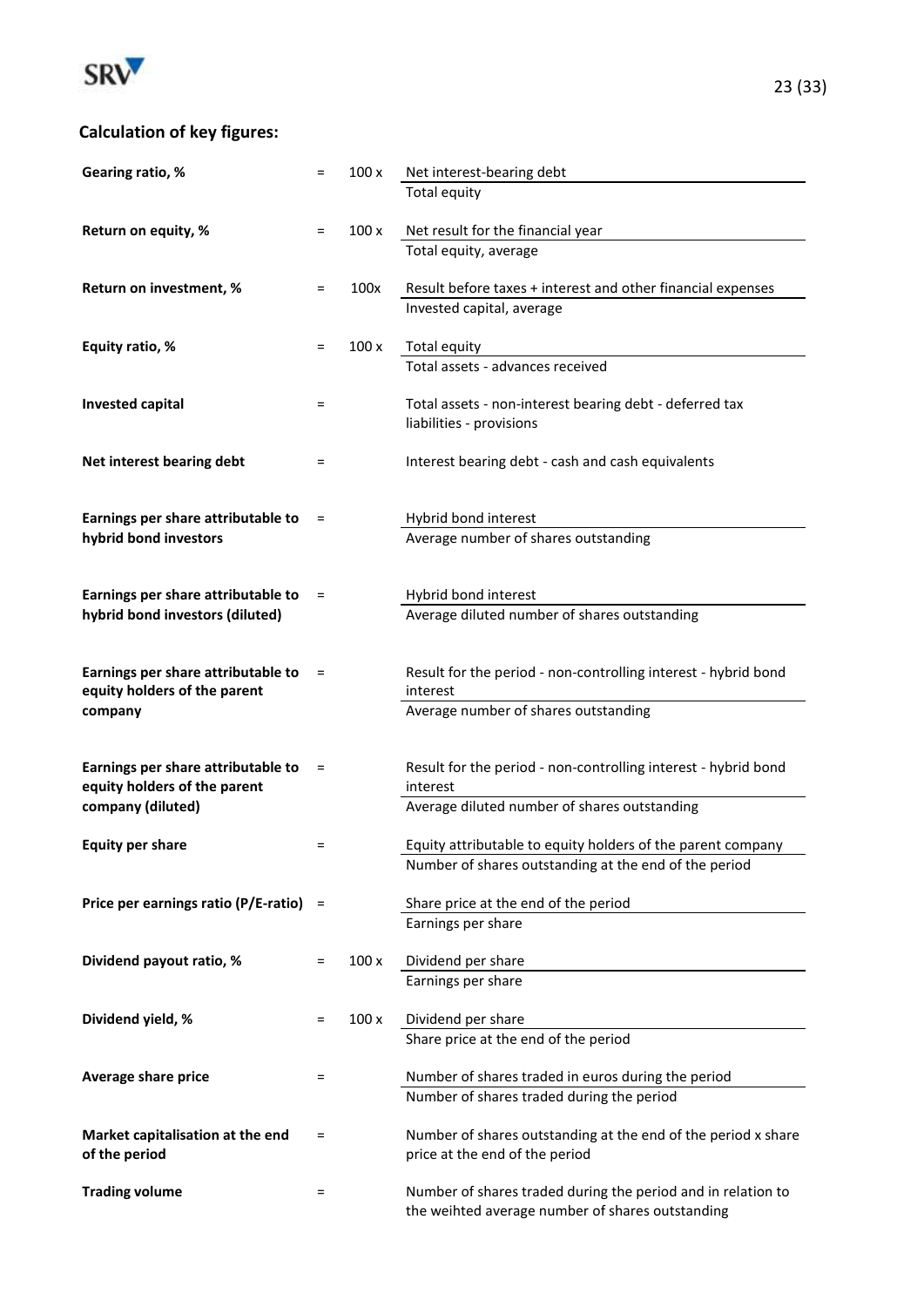## Calculation of key figures:

| | | | |
|---|---|---|---|
| **Gearing ratio, %** | = | 100 x | Net interest-bearing debt / Total equity |
| **Return on equity, %** | = | 100 x | Net result for the financial year / Total equity, average |
| **Return on investment, %** | = | 100x | Result before taxes + interest and other financial expenses / Invested capital, average |
| **Equity ratio, %** | = | 100 x | Total equity / Total assets - advances received |
| **Invested capital** | = | | Total assets - non-interest bearing debt - deferred tax liabilities - provisions |
| **Net interest bearing debt** | = | | Interest bearing debt - cash and cash equivalents |
| **Earnings per share attributable to hybrid bond investors** | = | | Hybrid bond interest / Average number of shares outstanding |
| **Earnings per share attributable to hybrid bond investors (diluted)** | = | | Hybrid bond interest / Average diluted number of shares outstanding |
| **Earnings per share attributable to equity holders of the parent company** | = | | Result for the period - non-controlling interest - hybrid bond interest / Average number of shares outstanding |
| **Earnings per share attributable to equity holders of the parent company (diluted)** | = | | Result for the period - non-controlling interest - hybrid bond interest / Average diluted number of shares outstanding |
| **Equity per share** | = | | Equity attributable to equity holders of the parent company / Number of shares outstanding at the end of the period |
| **Price per earnings ratio (P/E-ratio)** | = | | Share price at the end of the period / Earnings per share |
| **Dividend payout ratio, %** | = | 100 x | Dividend per share / Earnings per share |
| **Dividend yield, %** | = | 100 x | Dividend per share / Share price at the end of the period |
| **Average share price** | = | | Number of shares traded in euros during the period / Number of shares traded during the period |
| **Market capitalisation at the end of the period** | = | | Number of shares outstanding at the end of the period x share price at the end of the period |
| **Trading volume** | = | | Number of shares traded during the period and in relation to the weihted average number of shares outstanding |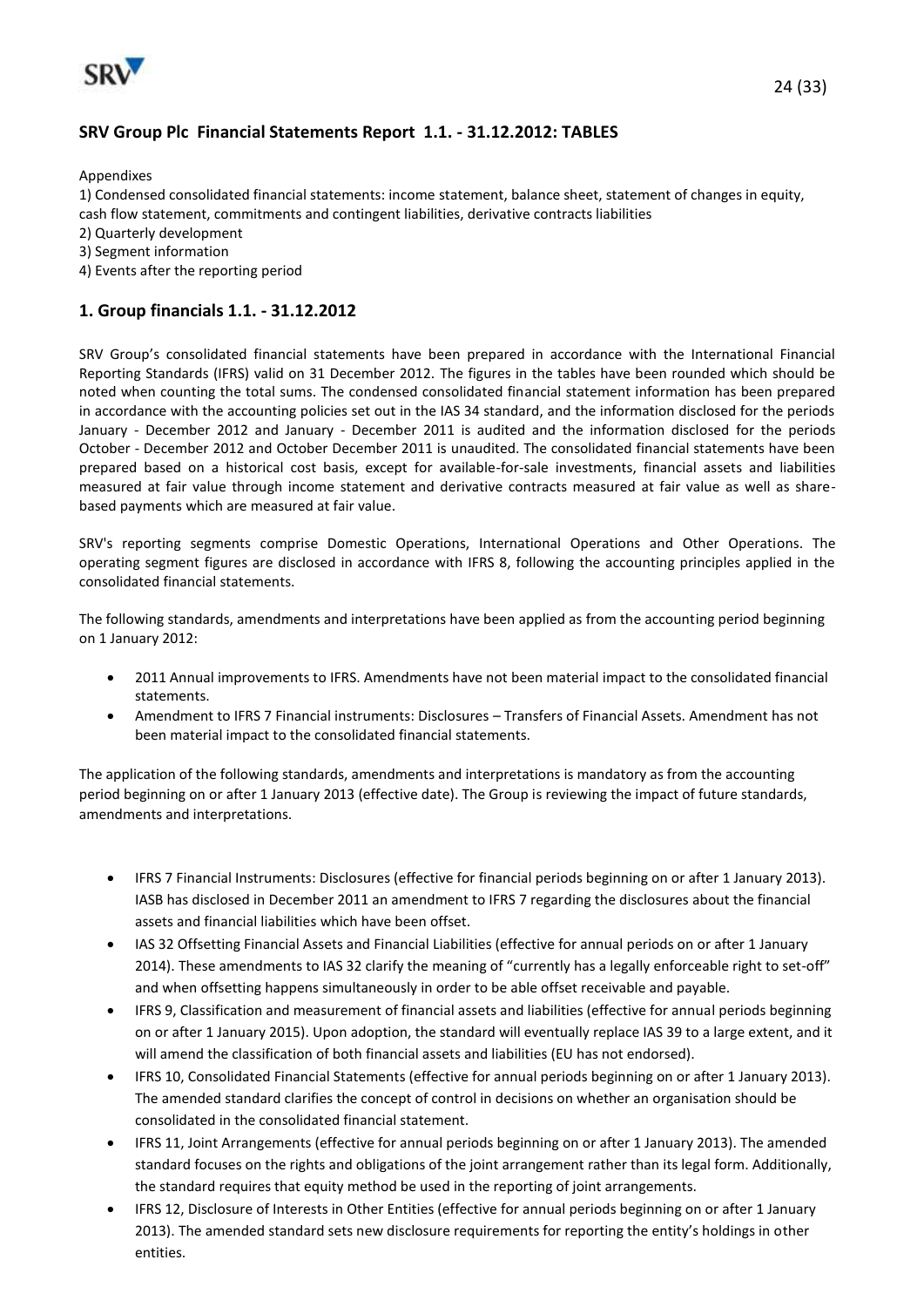## SRV Group Plc Financial Statements Report 1.1. - 31.12.2012: TABLES

Appendixes

1) Condensed consolidated financial statements: income statement, balance sheet, statement of changes in equity, cash flow statement, commitments and contingent liabilities, derivative contracts liabilities
2) Quarterly development
3) Segment information
4) Events after the reporting period

## 1. Group financials 1.1. - 31.12.2012

SRV Group's consolidated financial statements have been prepared in accordance with the International Financial Reporting Standards (IFRS) valid on 31 December 2012. The figures in the tables have been rounded which should be noted when counting the total sums. The condensed consolidated financial statement information has been prepared in accordance with the accounting policies set out in the IAS 34 standard, and the information disclosed for the periods January - December 2012 and January - December 2011 is audited and the information disclosed for the periods October - December 2012 and October December 2011 is unaudited. The consolidated financial statements have been prepared based on a historical cost basis, except for available-for-sale investments, financial assets and liabilities measured at fair value through income statement and derivative contracts measured at fair value as well as share-based payments which are measured at fair value.

SRV's reporting segments comprise Domestic Operations, International Operations and Other Operations. The operating segment figures are disclosed in accordance with IFRS 8, following the accounting principles applied in the consolidated financial statements.

The following standards, amendments and interpretations have been applied as from the accounting period beginning on 1 January 2012:

- 2011 Annual improvements to IFRS. Amendments have not been material impact to the consolidated financial statements.
- Amendment to IFRS 7 Financial instruments: Disclosures – Transfers of Financial Assets. Amendment has not been material impact to the consolidated financial statements.

The application of the following standards, amendments and interpretations is mandatory as from the accounting period beginning on or after 1 January 2013 (effective date). The Group is reviewing the impact of future standards, amendments and interpretations.

- IFRS 7 Financial Instruments: Disclosures (effective for financial periods beginning on or after 1 January 2013). IASB has disclosed in December 2011 an amendment to IFRS 7 regarding the disclosures about the financial assets and financial liabilities which have been offset.
- IAS 32 Offsetting Financial Assets and Financial Liabilities (effective for annual periods on or after 1 January 2014). These amendments to IAS 32 clarify the meaning of "currently has a legally enforceable right to set-off" and when offsetting happens simultaneously in order to be able offset receivable and payable.
- IFRS 9, Classification and measurement of financial assets and liabilities (effective for annual periods beginning on or after 1 January 2015). Upon adoption, the standard will eventually replace IAS 39 to a large extent, and it will amend the classification of both financial assets and liabilities (EU has not endorsed).
- IFRS 10, Consolidated Financial Statements (effective for annual periods beginning on or after 1 January 2013). The amended standard clarifies the concept of control in decisions on whether an organisation should be consolidated in the consolidated financial statement.
- IFRS 11, Joint Arrangements (effective for annual periods beginning on or after 1 January 2013). The amended standard focuses on the rights and obligations of the joint arrangement rather than its legal form. Additionally, the standard requires that equity method be used in the reporting of joint arrangements.
- IFRS 12, Disclosure of Interests in Other Entities (effective for annual periods beginning on or after 1 January 2013). The amended standard sets new disclosure requirements for reporting the entity's holdings in other entities.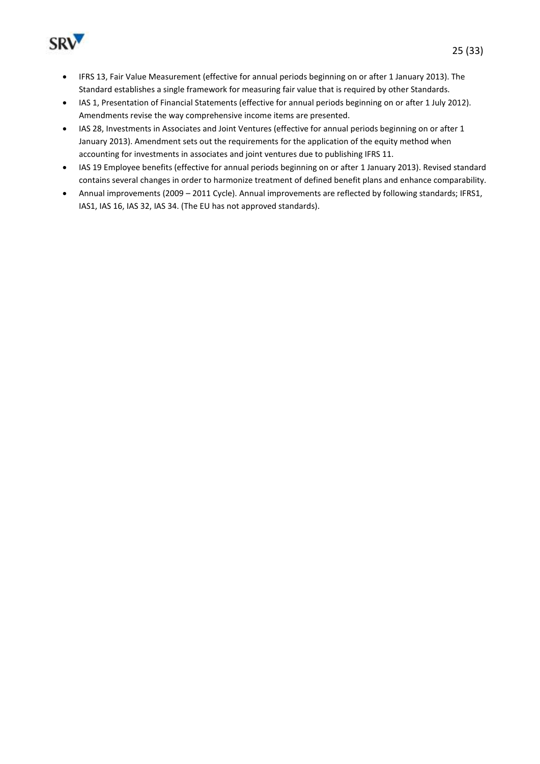- IFRS 13, Fair Value Measurement (effective for annual periods beginning on or after 1 January 2013). The Standard establishes a single framework for measuring fair value that is required by other Standards.
- IAS 1, Presentation of Financial Statements (effective for annual periods beginning on or after 1 July 2012). Amendments revise the way comprehensive income items are presented.
- IAS 28, Investments in Associates and Joint Ventures (effective for annual periods beginning on or after 1 January 2013). Amendment sets out the requirements for the application of the equity method when accounting for investments in associates and joint ventures due to publishing IFRS 11.
- IAS 19 Employee benefits (effective for annual periods beginning on or after 1 January 2013). Revised standard contains several changes in order to harmonize treatment of defined benefit plans and enhance comparability.
- Annual improvements (2009 – 2011 Cycle). Annual improvements are reflected by following standards; IFRS1, IAS1, IAS 16, IAS 32, IAS 34. (The EU has not approved standards).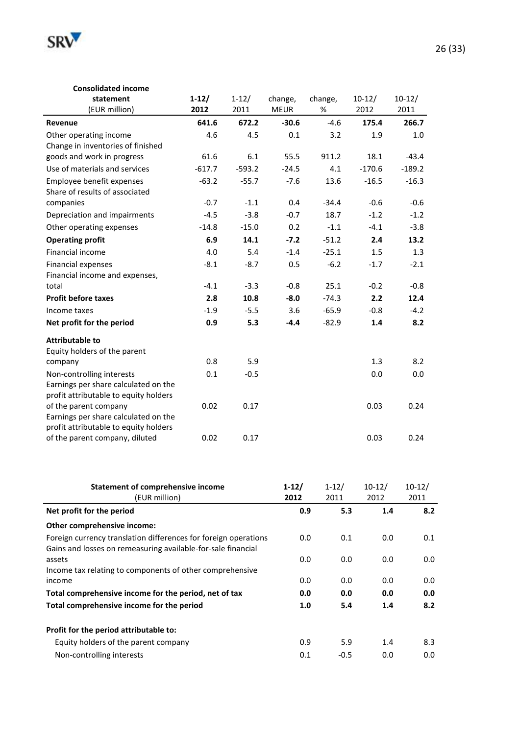| **Consolidated income statement** (EUR million) | **1-12/ 2012** | 1-12/ 2011 | change, MEUR | change, % | 10-12/ 2012 | 10-12/ 2011 |
|---|---|---|---|---|---|---|
| **Revenue** | **641.6** | **672.2** | **-30.6** | -4.6 | **175.4** | **266.7** |
| Other operating income | 4.6 | 4.5 | 0.1 | 3.2 | 1.9 | 1.0 |
| Change in inventories of finished goods and work in progress | 61.6 | 6.1 | 55.5 | 911.2 | 18.1 | -43.4 |
| Use of materials and services | -617.7 | -593.2 | -24.5 | 4.1 | -170.6 | -189.2 |
| Employee benefit expenses | -63.2 | -55.7 | -7.6 | 13.6 | -16.5 | -16.3 |
| Share of results of associated companies | -0.7 | -1.1 | 0.4 | -34.4 | -0.6 | -0.6 |
| Depreciation and impairments | -4.5 | -3.8 | -0.7 | 18.7 | -1.2 | -1.2 |
| Other operating expenses | -14.8 | -15.0 | 0.2 | -1.1 | -4.1 | -3.8 |
| **Operating profit** | **6.9** | **14.1** | **-7.2** | -51.2 | **2.4** | **13.2** |
| Financial income | 4.0 | 5.4 | -1.4 | -25.1 | 1.5 | 1.3 |
| Financial expenses | -8.1 | -8.7 | 0.5 | -6.2 | -1.7 | -2.1 |
| Financial income and expenses, total | -4.1 | -3.3 | -0.8 | 25.1 | -0.2 | -0.8 |
| **Profit before taxes** | **2.8** | **10.8** | **-8.0** | -74.3 | **2.2** | **12.4** |
| Income taxes | -1.9 | -5.5 | 3.6 | -65.9 | -0.8 | -4.2 |
| **Net profit for the period** | **0.9** | **5.3** | **-4.4** | -82.9 | **1.4** | **8.2** |
| **Attributable to** | | | | | | |
| Equity holders of the parent company | 0.8 | 5.9 | | | 1.3 | 8.2 |
| Non-controlling interests | 0.1 | -0.5 | | | 0.0 | 0.0 |
| Earnings per share calculated on the profit attributable to equity holders of the parent company | 0.02 | 0.17 | | | 0.03 | 0.24 |
| Earnings per share calculated on the profit attributable to equity holders of the parent company, diluted | 0.02 | 0.17 | | | 0.03 | 0.24 |

| **Statement of comprehensive income** (EUR million) | **1-12/ 2012** | 1-12/ 2011 | 10-12/ 2012 | 10-12/ 2011 |
|---|---|---|---|---|
| **Net profit for the period** | **0.9** | **5.3** | **1.4** | **8.2** |
| **Other comprehensive income:** | | | | |
| Foreign currency translation differences for foreign operations | 0.0 | 0.1 | 0.0 | 0.1 |
| Gains and losses on remeasuring available-for-sale financial assets | 0.0 | 0.0 | 0.0 | 0.0 |
| Income tax relating to components of other comprehensive income | 0.0 | 0.0 | 0.0 | 0.0 |
| **Total comprehensive income for the period, net of tax** | **0.0** | **0.0** | **0.0** | **0.0** |
| **Total comprehensive income for the period** | **1.0** | **5.4** | **1.4** | **8.2** |
| **Profit for the period attributable to:** | | | | |
| Equity holders of the parent company | 0.9 | 5.9 | 1.4 | 8.3 |
| Non-controlling interests | 0.1 | -0.5 | 0.0 | 0.0 |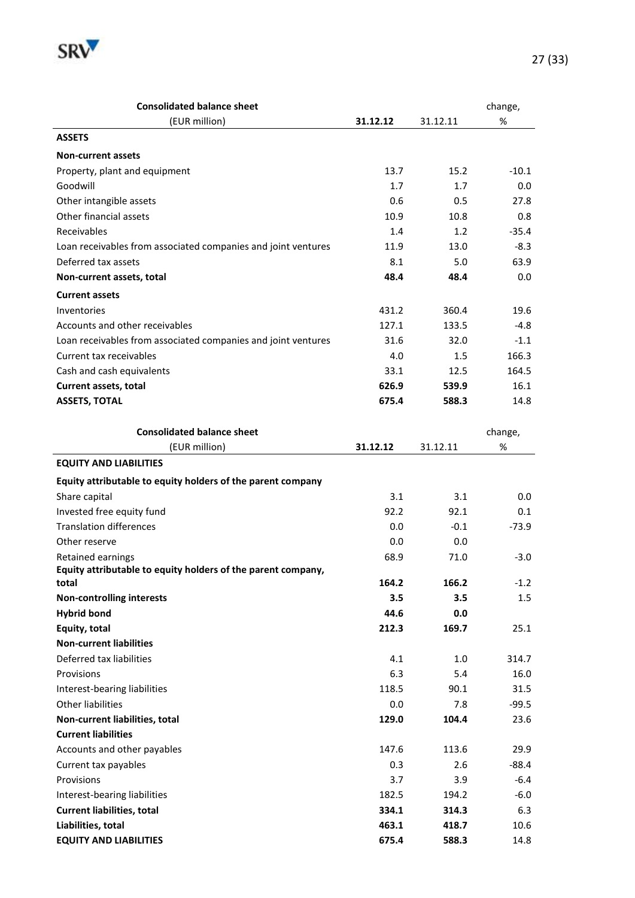| Consolidated balance sheet (EUR million) | 31.12.12 | 31.12.11 | change, % |
|---|---|---|---|
| **ASSETS** | | | |
| **Non-current assets** | | | |
| Property, plant and equipment | 13.7 | 15.2 | -10.1 |
| Goodwill | 1.7 | 1.7 | 0.0 |
| Other intangible assets | 0.6 | 0.5 | 27.8 |
| Other financial assets | 10.9 | 10.8 | 0.8 |
| Receivables | 1.4 | 1.2 | -35.4 |
| Loan receivables from associated companies and joint ventures | 11.9 | 13.0 | -8.3 |
| Deferred tax assets | 8.1 | 5.0 | 63.9 |
| **Non-current assets, total** | **48.4** | **48.4** | 0.0 |
| **Current assets** | | | |
| Inventories | 431.2 | 360.4 | 19.6 |
| Accounts and other receivables | 127.1 | 133.5 | -4.8 |
| Loan receivables from associated companies and joint ventures | 31.6 | 32.0 | -1.1 |
| Current tax receivables | 4.0 | 1.5 | 166.3 |
| Cash and cash equivalents | 33.1 | 12.5 | 164.5 |
| **Current assets, total** | **626.9** | **539.9** | 16.1 |
| **ASSETS, TOTAL** | **675.4** | **588.3** | 14.8 |

| Consolidated balance sheet (EUR million) | 31.12.12 | 31.12.11 | change, % |
|---|---|---|---|
| **EQUITY AND LIABILITIES** | | | |
| **Equity attributable to equity holders of the parent company** | | | |
| Share capital | 3.1 | 3.1 | 0.0 |
| Invested free equity fund | 92.2 | 92.1 | 0.1 |
| Translation differences | 0.0 | -0.1 | -73.9 |
| Other reserve | 0.0 | 0.0 | |
| Retained earnings | 68.9 | 71.0 | -3.0 |
| **Equity attributable to equity holders of the parent company, total** | **164.2** | **166.2** | -1.2 |
| **Non-controlling interests** | **3.5** | **3.5** | 1.5 |
| **Hybrid bond** | **44.6** | **0.0** | |
| **Equity, total** | **212.3** | **169.7** | 25.1 |
| **Non-current liabilities** | | | |
| Deferred tax liabilities | 4.1 | 1.0 | 314.7 |
| Provisions | 6.3 | 5.4 | 16.0 |
| Interest-bearing liabilities | 118.5 | 90.1 | 31.5 |
| Other liabilities | 0.0 | 7.8 | -99.5 |
| **Non-current liabilities, total** | **129.0** | **104.4** | 23.6 |
| **Current liabilities** | | | |
| Accounts and other payables | 147.6 | 113.6 | 29.9 |
| Current tax payables | 0.3 | 2.6 | -88.4 |
| Provisions | 3.7 | 3.9 | -6.4 |
| Interest-bearing liabilities | 182.5 | 194.2 | -6.0 |
| **Current liabilities, total** | **334.1** | **314.3** | 6.3 |
| **Liabilities, total** | **463.1** | **418.7** | 10.6 |
| **EQUITY AND LIABILITIES** | **675.4** | **588.3** | 14.8 |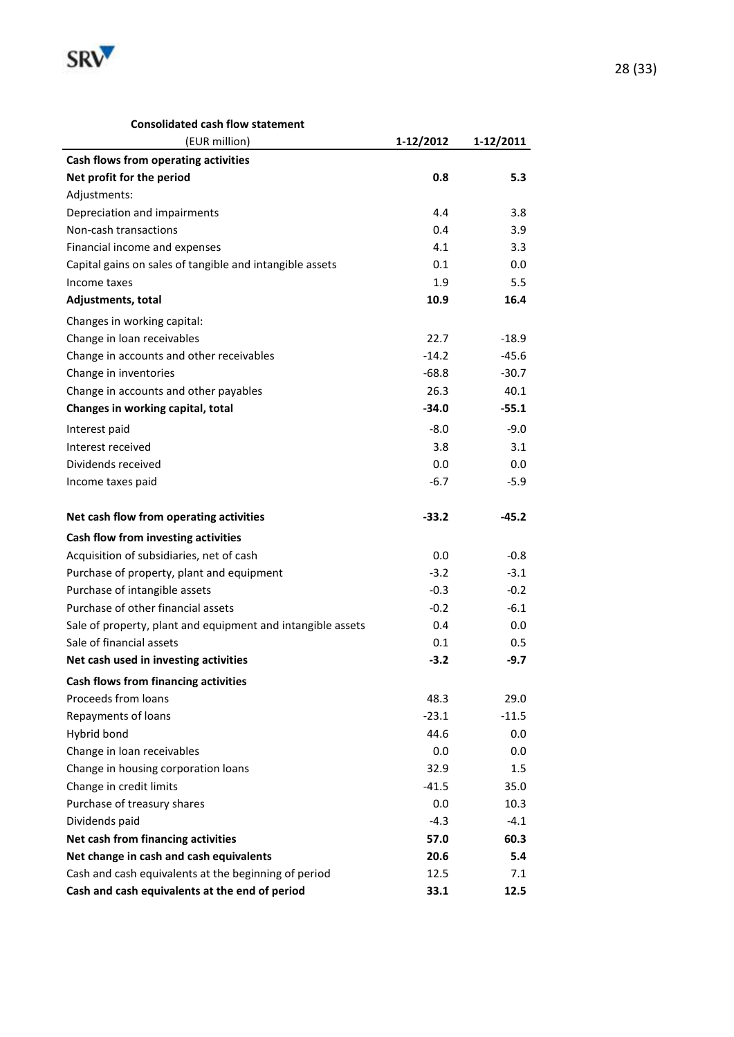**Consolidated cash flow statement**

| (EUR million) | 1-12/2012 | 1-12/2011 |
|---|---|---|
| **Cash flows from operating activities** | | |
| **Net profit for the period** | **0.8** | **5.3** |
| Adjustments: | | |
| Depreciation and impairments | 4.4 | 3.8 |
| Non-cash transactions | 0.4 | 3.9 |
| Financial income and expenses | 4.1 | 3.3 |
| Capital gains on sales of tangible and intangible assets | 0.1 | 0.0 |
| Income taxes | 1.9 | 5.5 |
| **Adjustments, total** | **10.9** | **16.4** |
| Changes in working capital: | | |
| Change in loan receivables | 22.7 | -18.9 |
| Change in accounts and other receivables | -14.2 | -45.6 |
| Change in inventories | -68.8 | -30.7 |
| Change in accounts and other payables | 26.3 | 40.1 |
| **Changes in working capital, total** | **-34.0** | **-55.1** |
| Interest paid | -8.0 | -9.0 |
| Interest received | 3.8 | 3.1 |
| Dividends received | 0.0 | 0.0 |
| Income taxes paid | -6.7 | -5.9 |
| **Net cash flow from operating activities** | **-33.2** | **-45.2** |
| **Cash flow from investing activities** | | |
| Acquisition of subsidiaries, net of cash | 0.0 | -0.8 |
| Purchase of property, plant and equipment | -3.2 | -3.1 |
| Purchase of intangible assets | -0.3 | -0.2 |
| Purchase of other financial assets | -0.2 | -6.1 |
| Sale of property, plant and equipment and intangible assets | 0.4 | 0.0 |
| Sale of financial assets | 0.1 | 0.5 |
| **Net cash used in investing activities** | **-3.2** | **-9.7** |
| **Cash flows from financing activities** | | |
| Proceeds from loans | 48.3 | 29.0 |
| Repayments of loans | -23.1 | -11.5 |
| Hybrid bond | 44.6 | 0.0 |
| Change in loan receivables | 0.0 | 0.0 |
| Change in housing corporation loans | 32.9 | 1.5 |
| Change in credit limits | -41.5 | 35.0 |
| Purchase of treasury shares | 0.0 | 10.3 |
| Dividends paid | -4.3 | -4.1 |
| **Net cash from financing activities** | **57.0** | **60.3** |
| **Net change in cash and cash equivalents** | **20.6** | **5.4** |
| Cash and cash equivalents at the beginning of period | 12.5 | 7.1 |
| **Cash and cash equivalents at the end of period** | **33.1** | **12.5** |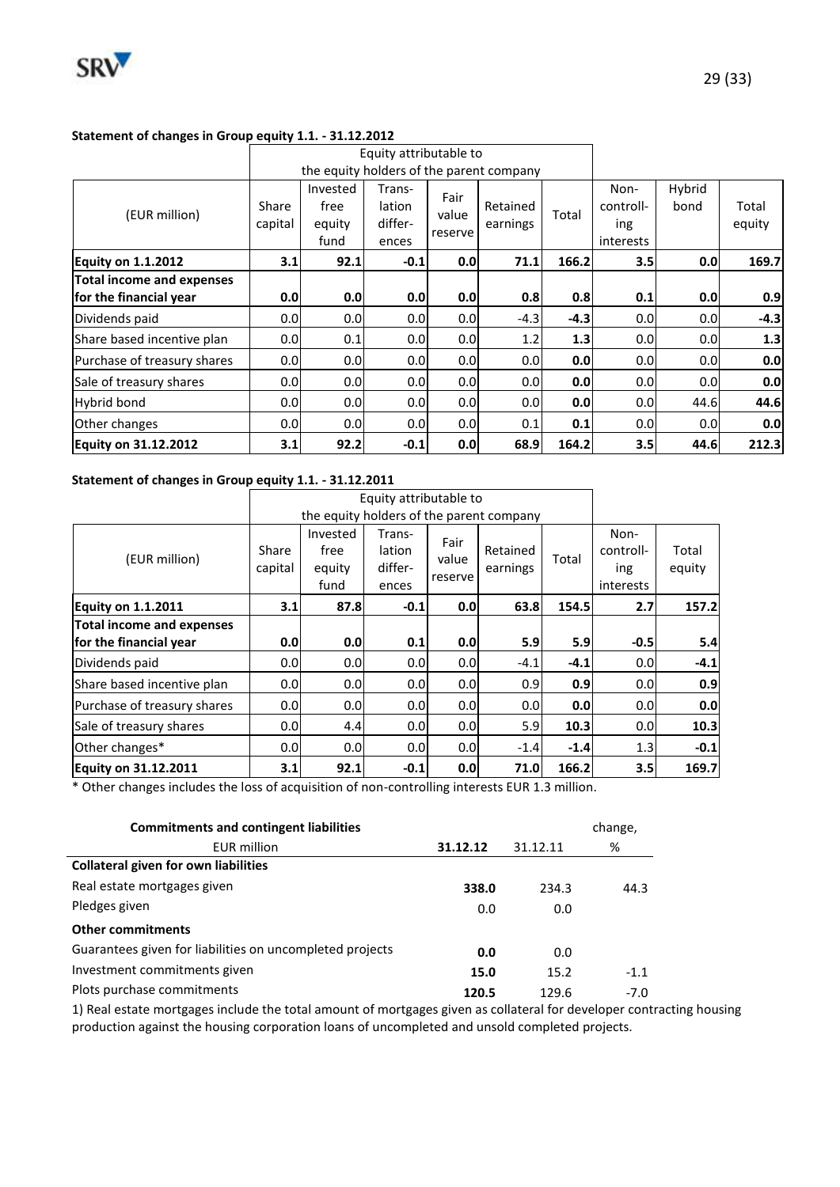**Statement of changes in Group equity 1.1. - 31.12.2012**

| (EUR million) | Equity attributable to the equity holders of the parent company | | | | | | Non-controll-ing interests | Hybrid bond | Total equity |
|---|---|---|---|---|---|---|---|---|---|
| | Share capital | Invested free equity fund | Trans-lation differ-ences | Fair value reserve | Retained earnings | Total | | | |
| **Equity on 1.1.2012** | **3.1** | **92.1** | **-0.1** | **0.0** | **71.1** | **166.2** | **3.5** | **0.0** | **169.7** |
| **Total income and expenses for the financial year** | **0.0** | **0.0** | **0.0** | **0.0** | **0.8** | **0.8** | **0.1** | **0.0** | **0.9** |
| Dividends paid | 0.0 | 0.0 | 0.0 | 0.0 | -4.3 | **-4.3** | 0.0 | 0.0 | **-4.3** |
| Share based incentive plan | 0.0 | 0.1 | 0.0 | 0.0 | 1.2 | **1.3** | 0.0 | 0.0 | **1.3** |
| Purchase of treasury shares | 0.0 | 0.0 | 0.0 | 0.0 | 0.0 | **0.0** | 0.0 | 0.0 | **0.0** |
| Sale of treasury shares | 0.0 | 0.0 | 0.0 | 0.0 | 0.0 | **0.0** | 0.0 | 0.0 | **0.0** |
| Hybrid bond | 0.0 | 0.0 | 0.0 | 0.0 | 0.0 | **0.0** | 0.0 | 44.6 | **44.6** |
| Other changes | 0.0 | 0.0 | 0.0 | 0.0 | 0.1 | **0.1** | 0.0 | 0.0 | **0.0** |
| **Equity on 31.12.2012** | **3.1** | **92.2** | **-0.1** | **0.0** | **68.9** | **164.2** | **3.5** | **44.6** | **212.3** |

**Statement of changes in Group equity 1.1. - 31.12.2011**

| (EUR million) | Equity attributable to the equity holders of the parent company | | | | | | Non-controll-ing interests | Total equity |
|---|---|---|---|---|---|---|---|---|
| | Share capital | Invested free equity fund | Trans-lation differ-ences | Fair value reserve | Retained earnings | Total | | |
| **Equity on 1.1.2011** | **3.1** | **87.8** | **-0.1** | **0.0** | **63.8** | **154.5** | **2.7** | **157.2** |
| **Total income and expenses for the financial year** | **0.0** | **0.0** | **0.1** | **0.0** | **5.9** | **5.9** | **-0.5** | **5.4** |
| Dividends paid | 0.0 | 0.0 | 0.0 | 0.0 | -4.1 | **-4.1** | 0.0 | **-4.1** |
| Share based incentive plan | 0.0 | 0.0 | 0.0 | 0.0 | 0.9 | **0.9** | 0.0 | **0.9** |
| Purchase of treasury shares | 0.0 | 0.0 | 0.0 | 0.0 | 0.0 | **0.0** | 0.0 | **0.0** |
| Sale of treasury shares | 0.0 | 4.4 | 0.0 | 0.0 | 5.9 | **10.3** | 0.0 | **10.3** |
| Other changes* | 0.0 | 0.0 | 0.0 | 0.0 | -1.4 | **-1.4** | 1.3 | **-0.1** |
| **Equity on 31.12.2011** | **3.1** | **92.1** | **-0.1** | **0.0** | **71.0** | **166.2** | **3.5** | **169.7** |

\* Other changes includes the loss of acquisition of non-controlling interests EUR 1.3 million.

| **Commitments and contingent liabilities** EUR million | **31.12.12** | 31.12.11 | change, % |
|---|---|---|---|
| **Collateral given for own liabilities** | | | |
| Real estate mortgages given | **338.0** | 234.3 | 44.3 |
| Pledges given | 0.0 | 0.0 | |
| **Other commitments** | | | |
| Guarantees given for liabilities on uncompleted projects | **0.0** | 0.0 | |
| Investment commitments given | **15.0** | 15.2 | -1.1 |
| Plots purchase commitments | **120.5** | 129.6 | -7.0 |

1) Real estate mortgages include the total amount of mortgages given as collateral for developer contracting housing production against the housing corporation loans of uncompleted and unsold completed projects.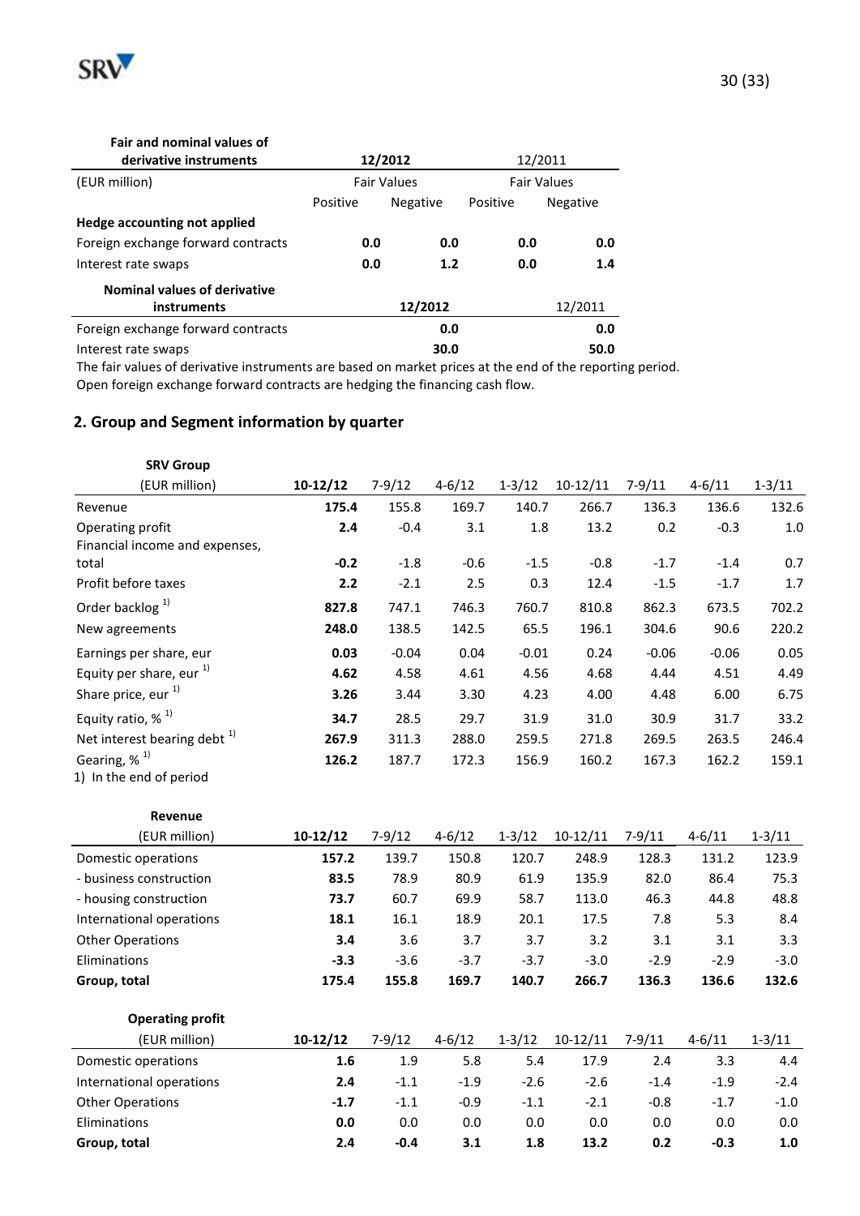| **Fair and nominal values of derivative instruments** | **12/2012** | | 12/2011 | |
|---|---|---|---|---|
| (EUR million) | Fair Values | | Fair Values | |
| | Positive | Negative | Positive | Negative |
| **Hedge accounting not applied** | | | | |
| Foreign exchange forward contracts | **0.0** | **0.0** | **0.0** | **0.0** |
| Interest rate swaps | **0.0** | **1.2** | **0.0** | **1.4** |

| **Nominal values of derivative instruments** | **12/2012** | 12/2011 |
|---|---|---|
| Foreign exchange forward contracts | **0.0** | **0.0** |
| Interest rate swaps | **30.0** | **50.0** |

The fair values of derivative instruments are based on market prices at the end of the reporting period.
Open foreign exchange forward contracts are hedging the financing cash flow.

## 2. Group and Segment information by quarter

| **SRV Group** (EUR million) | **10-12/12** | 7-9/12 | 4-6/12 | 1-3/12 | 10-12/11 | 7-9/11 | 4-6/11 | 1-3/11 |
|---|---|---|---|---|---|---|---|---|
| Revenue | **175.4** | 155.8 | 169.7 | 140.7 | 266.7 | 136.3 | 136.6 | 132.6 |
| Operating profit | **2.4** | -0.4 | 3.1 | 1.8 | 13.2 | 0.2 | -0.3 | 1.0 |
| Financial income and expenses, total | **-0.2** | -1.8 | -0.6 | -1.5 | -0.8 | -1.7 | -1.4 | 0.7 |
| Profit before taxes | **2.2** | -2.1 | 2.5 | 0.3 | 12.4 | -1.5 | -1.7 | 1.7 |
| Order backlog [1] | **827.8** | 747.1 | 746.3 | 760.7 | 810.8 | 862.3 | 673.5 | 702.2 |
| New agreements | **248.0** | 138.5 | 142.5 | 65.5 | 196.1 | 304.6 | 90.6 | 220.2 |
| Earnings per share, eur | **0.03** | -0.04 | 0.04 | -0.01 | 0.24 | -0.06 | -0.06 | 0.05 |
| Equity per share, eur [1] | **4.62** | 4.58 | 4.61 | 4.56 | 4.68 | 4.44 | 4.51 | 4.49 |
| Share price, eur [1] | **3.26** | 3.44 | 3.30 | 4.23 | 4.00 | 4.48 | 6.00 | 6.75 |
| Equity ratio, % [1] | **34.7** | 28.5 | 29.7 | 31.9 | 31.0 | 30.9 | 31.7 | 33.2 |
| Net interest bearing debt [1] | **267.9** | 311.3 | 288.0 | 259.5 | 271.8 | 269.5 | 263.5 | 246.4 |
| Gearing, % [1] | **126.2** | 187.7 | 172.3 | 156.9 | 160.2 | 167.3 | 162.2 | 159.1 |

1) In the end of period

| **Revenue** (EUR million) | **10-12/12** | 7-9/12 | 4-6/12 | 1-3/12 | 10-12/11 | 7-9/11 | 4-6/11 | 1-3/11 |
|---|---|---|---|---|---|---|---|---|
| Domestic operations | **157.2** | 139.7 | 150.8 | 120.7 | 248.9 | 128.3 | 131.2 | 123.9 |
| - business construction | **83.5** | 78.9 | 80.9 | 61.9 | 135.9 | 82.0 | 86.4 | 75.3 |
| - housing construction | **73.7** | 60.7 | 69.9 | 58.7 | 113.0 | 46.3 | 44.8 | 48.8 |
| International operations | **18.1** | 16.1 | 18.9 | 20.1 | 17.5 | 7.8 | 5.3 | 8.4 |
| Other Operations | **3.4** | 3.6 | 3.7 | 3.7 | 3.2 | 3.1 | 3.1 | 3.3 |
| Eliminations | **-3.3** | -3.6 | -3.7 | -3.7 | -3.0 | -2.9 | -2.9 | -3.0 |
| **Group, total** | **175.4** | **155.8** | **169.7** | **140.7** | **266.7** | **136.3** | **136.6** | **132.6** |

| **Operating profit** (EUR million) | **10-12/12** | 7-9/12 | 4-6/12 | 1-3/12 | 10-12/11 | 7-9/11 | 4-6/11 | 1-3/11 |
|---|---|---|---|---|---|---|---|---|
| Domestic operations | **1.6** | 1.9 | 5.8 | 5.4 | 17.9 | 2.4 | 3.3 | 4.4 |
| International operations | **2.4** | -1.1 | -1.9 | -2.6 | -2.6 | -1.4 | -1.9 | -2.4 |
| Other Operations | **-1.7** | -1.1 | -0.9 | -1.1 | -2.1 | -0.8 | -1.7 | -1.0 |
| Eliminations | **0.0** | 0.0 | 0.0 | 0.0 | 0.0 | 0.0 | 0.0 | 0.0 |
| **Group, total** | **2.4** | **-0.4** | **3.1** | **1.8** | **13.2** | **0.2** | **-0.3** | **1.0** |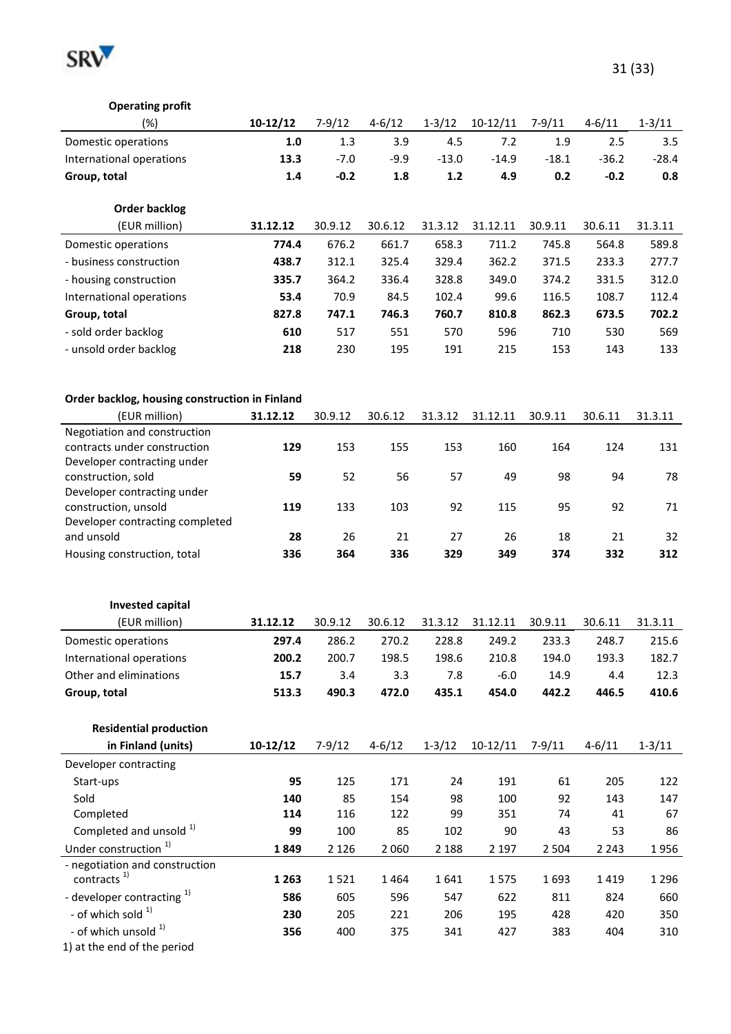**Operating profit**

| (%) | **10-12/12** | 7-9/12 | 4-6/12 | 1-3/12 | 10-12/11 | 7-9/11 | 4-6/11 | 1-3/11 |
|---|---|---|---|---|---|---|---|---|
| Domestic operations | **1.0** | 1.3 | 3.9 | 4.5 | 7.2 | 1.9 | 2.5 | 3.5 |
| International operations | **13.3** | -7.0 | -9.9 | -13.0 | -14.9 | -18.1 | -36.2 | -28.4 |
| **Group, total** | **1.4** | **-0.2** | **1.8** | **1.2** | **4.9** | **0.2** | **-0.2** | **0.8** |

**Order backlog**

| (EUR million) | **31.12.12** | 30.9.12 | 30.6.12 | 31.3.12 | 31.12.11 | 30.9.11 | 30.6.11 | 31.3.11 |
|---|---|---|---|---|---|---|---|---|
| Domestic operations | **774.4** | 676.2 | 661.7 | 658.3 | 711.2 | 745.8 | 564.8 | 589.8 |
| - business construction | **438.7** | 312.1 | 325.4 | 329.4 | 362.2 | 371.5 | 233.3 | 277.7 |
| - housing construction | **335.7** | 364.2 | 336.4 | 328.8 | 349.0 | 374.2 | 331.5 | 312.0 |
| International operations | **53.4** | 70.9 | 84.5 | 102.4 | 99.6 | 116.5 | 108.7 | 112.4 |
| **Group, total** | **827.8** | **747.1** | **746.3** | **760.7** | **810.8** | **862.3** | **673.5** | **702.2** |
| - sold order backlog | **610** | 517 | 551 | 570 | 596 | 710 | 530 | 569 |
| - unsold order backlog | **218** | 230 | 195 | 191 | 215 | 153 | 143 | 133 |

**Order backlog, housing construction in Finland**

| (EUR million) | **31.12.12** | 30.9.12 | 30.6.12 | 31.3.12 | 31.12.11 | 30.9.11 | 30.6.11 | 31.3.11 |
|---|---|---|---|---|---|---|---|---|
| Negotiation and construction contracts under construction | **129** | 153 | 155 | 153 | 160 | 164 | 124 | 131 |
| Developer contracting under construction, sold | **59** | 52 | 56 | 57 | 49 | 98 | 94 | 78 |
| Developer contracting under construction, unsold | **119** | 133 | 103 | 92 | 115 | 95 | 92 | 71 |
| Developer contracting completed and unsold | **28** | 26 | 21 | 27 | 26 | 18 | 21 | 32 |
| Housing construction, total | **336** | **364** | **336** | **329** | **349** | **374** | **332** | **312** |

**Invested capital**

| (EUR million) | **31.12.12** | 30.9.12 | 30.6.12 | 31.3.12 | 31.12.11 | 30.9.11 | 30.6.11 | 31.3.11 |
|---|---|---|---|---|---|---|---|---|
| Domestic operations | **297.4** | 286.2 | 270.2 | 228.8 | 249.2 | 233.3 | 248.7 | 215.6 |
| International operations | **200.2** | 200.7 | 198.5 | 198.6 | 210.8 | 194.0 | 193.3 | 182.7 |
| Other and eliminations | **15.7** | 3.4 | 3.3 | 7.8 | -6.0 | 14.9 | 4.4 | 12.3 |
| **Group, total** | **513.3** | **490.3** | **472.0** | **435.1** | **454.0** | **442.2** | **446.5** | **410.6** |

**Residential production**

| **in Finland (units)** | **10-12/12** | 7-9/12 | 4-6/12 | 1-3/12 | 10-12/11 | 7-9/11 | 4-6/11 | 1-3/11 |
|---|---|---|---|---|---|---|---|---|
| Developer contracting | | | | | | | | |
| Start-ups | **95** | 125 | 171 | 24 | 191 | 61 | 205 | 122 |
| Sold | **140** | 85 | 154 | 98 | 100 | 92 | 143 | 147 |
| Completed | **114** | 116 | 122 | 99 | 351 | 74 | 41 | 67 |
| Completed and unsold [1) | **99** | 100 | 85 | 102 | 90 | 43 | 53 | 86 |
| Under construction [1) | **1 849** | 2 126 | 2 060 | 2 188 | 2 197 | 2 504 | 2 243 | 1 956 |
| - negotiation and construction contracts [1) | **1 263** | 1 521 | 1 464 | 1 641 | 1 575 | 1 693 | 1 419 | 1 296 |
| - developer contracting [1) | **586** | 605 | 596 | 547 | 622 | 811 | 824 | 660 |
| - of which sold [1) | **230** | 205 | 221 | 206 | 195 | 428 | 420 | 350 |
| - of which unsold [1) | **356** | 400 | 375 | 341 | 427 | 383 | 404 | 310 |

1) at the end of the period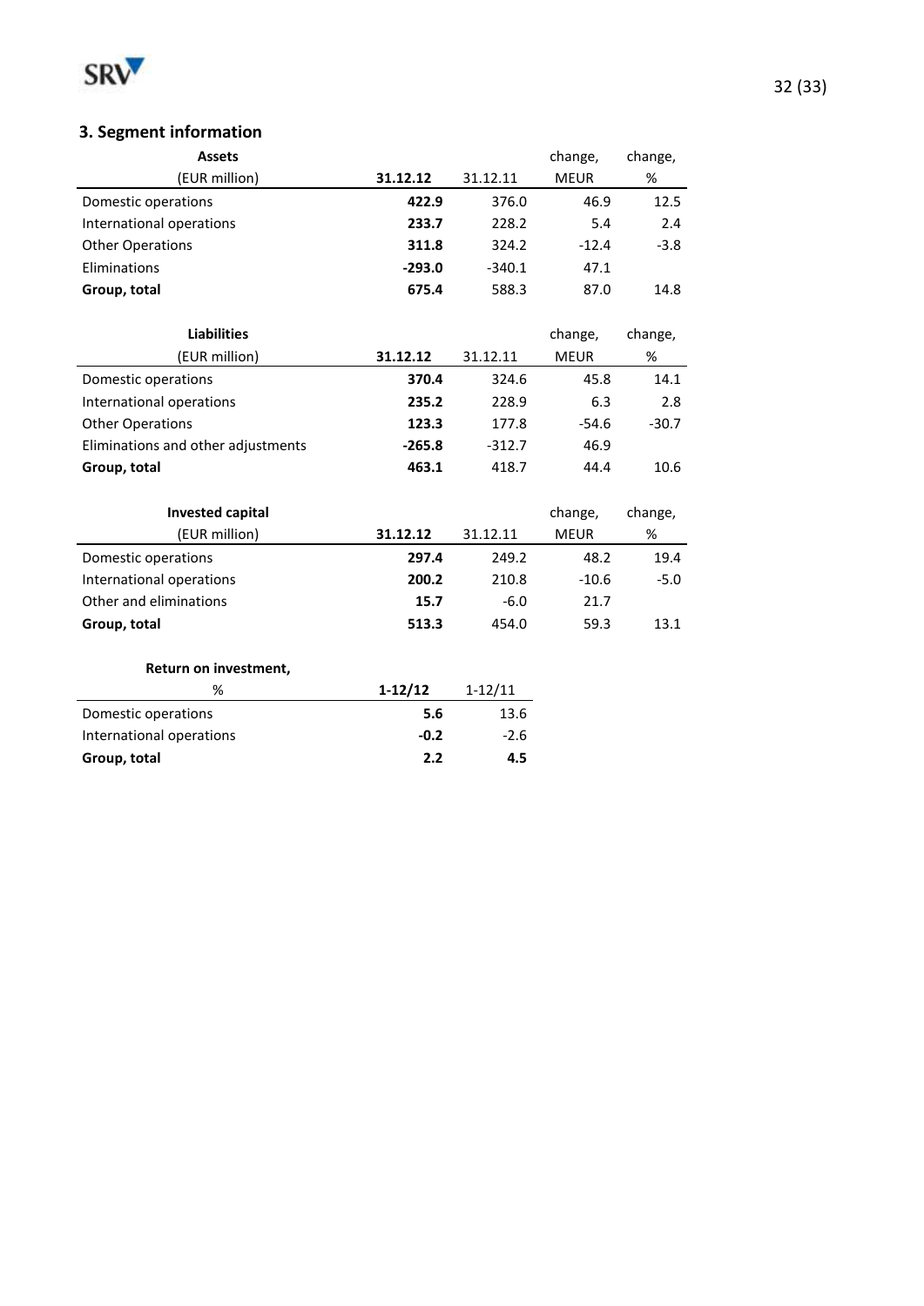## 3. Segment information

| Assets (EUR million) | 31.12.12 | 31.12.11 | change, MEUR | change, % |
|---|---|---|---|---|
| Domestic operations | **422.9** | 376.0 | 46.9 | 12.5 |
| International operations | **233.7** | 228.2 | 5.4 | 2.4 |
| Other Operations | **311.8** | 324.2 | -12.4 | -3.8 |
| Eliminations | **-293.0** | -340.1 | 47.1 | |
| **Group, total** | **675.4** | 588.3 | 87.0 | 14.8 |

| Liabilities (EUR million) | 31.12.12 | 31.12.11 | change, MEUR | change, % |
|---|---|---|---|---|
| Domestic operations | **370.4** | 324.6 | 45.8 | 14.1 |
| International operations | **235.2** | 228.9 | 6.3 | 2.8 |
| Other Operations | **123.3** | 177.8 | -54.6 | -30.7 |
| Eliminations and other adjustments | **-265.8** | -312.7 | 46.9 | |
| **Group, total** | **463.1** | 418.7 | 44.4 | 10.6 |

| Invested capital (EUR million) | 31.12.12 | 31.12.11 | change, MEUR | change, % |
|---|---|---|---|---|
| Domestic operations | **297.4** | 249.2 | 48.2 | 19.4 |
| International operations | **200.2** | 210.8 | -10.6 | -5.0 |
| Other and eliminations | **15.7** | -6.0 | 21.7 | |
| **Group, total** | **513.3** | 454.0 | 59.3 | 13.1 |

| Return on investment, % | 1-12/12 | 1-12/11 |
|---|---|---|
| Domestic operations | **5.6** | 13.6 |
| International operations | **-0.2** | -2.6 |
| **Group, total** | **2.2** | **4.5** |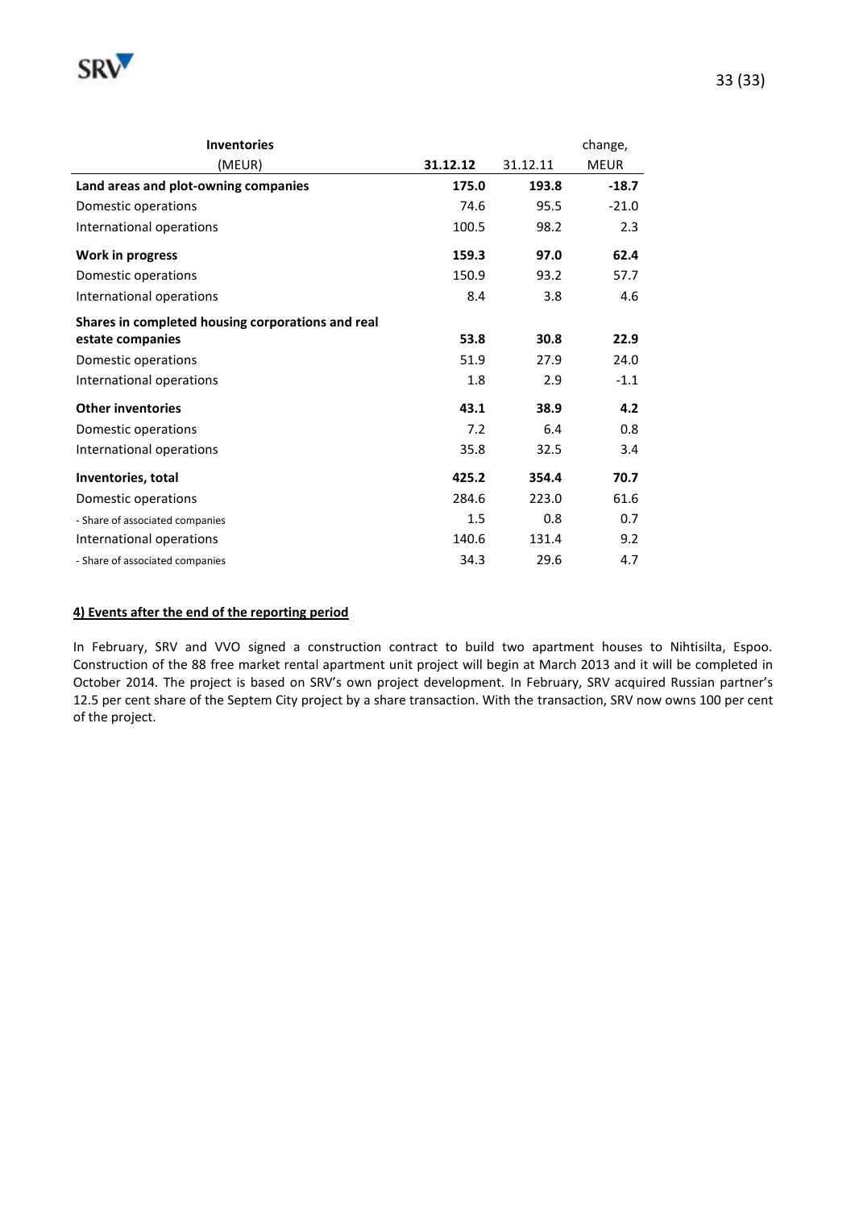| Inventories (MEUR) | 31.12.12 | 31.12.11 | change, MEUR |
|---|---|---|---|
| **Land areas and plot-owning companies** | **175.0** | **193.8** | **-18.7** |
| Domestic operations | 74.6 | 95.5 | -21.0 |
| International operations | 100.5 | 98.2 | 2.3 |
| **Work in progress** | **159.3** | **97.0** | **62.4** |
| Domestic operations | 150.9 | 93.2 | 57.7 |
| International operations | 8.4 | 3.8 | 4.6 |
| **Shares in completed housing corporations and real estate companies** | **53.8** | **30.8** | **22.9** |
| Domestic operations | 51.9 | 27.9 | 24.0 |
| International operations | 1.8 | 2.9 | -1.1 |
| **Other inventories** | **43.1** | **38.9** | **4.2** |
| Domestic operations | 7.2 | 6.4 | 0.8 |
| International operations | 35.8 | 32.5 | 3.4 |
| **Inventories, total** | **425.2** | **354.4** | **70.7** |
| Domestic operations | 284.6 | 223.0 | 61.6 |
| - Share of associated companies | 1.5 | 0.8 | 0.7 |
| International operations | 140.6 | 131.4 | 9.2 |
| - Share of associated companies | 34.3 | 29.6 | 4.7 |

**4) Events after the end of the reporting period**

In February, SRV and VVO signed a construction contract to build two apartment houses to Nihtisilta, Espoo. Construction of the 88 free market rental apartment unit project will begin at March 2013 and it will be completed in October 2014. The project is based on SRV's own project development. In February, SRV acquired Russian partner's 12.5 per cent share of the Septem City project by a share transaction. With the transaction, SRV now owns 100 per cent of the project.